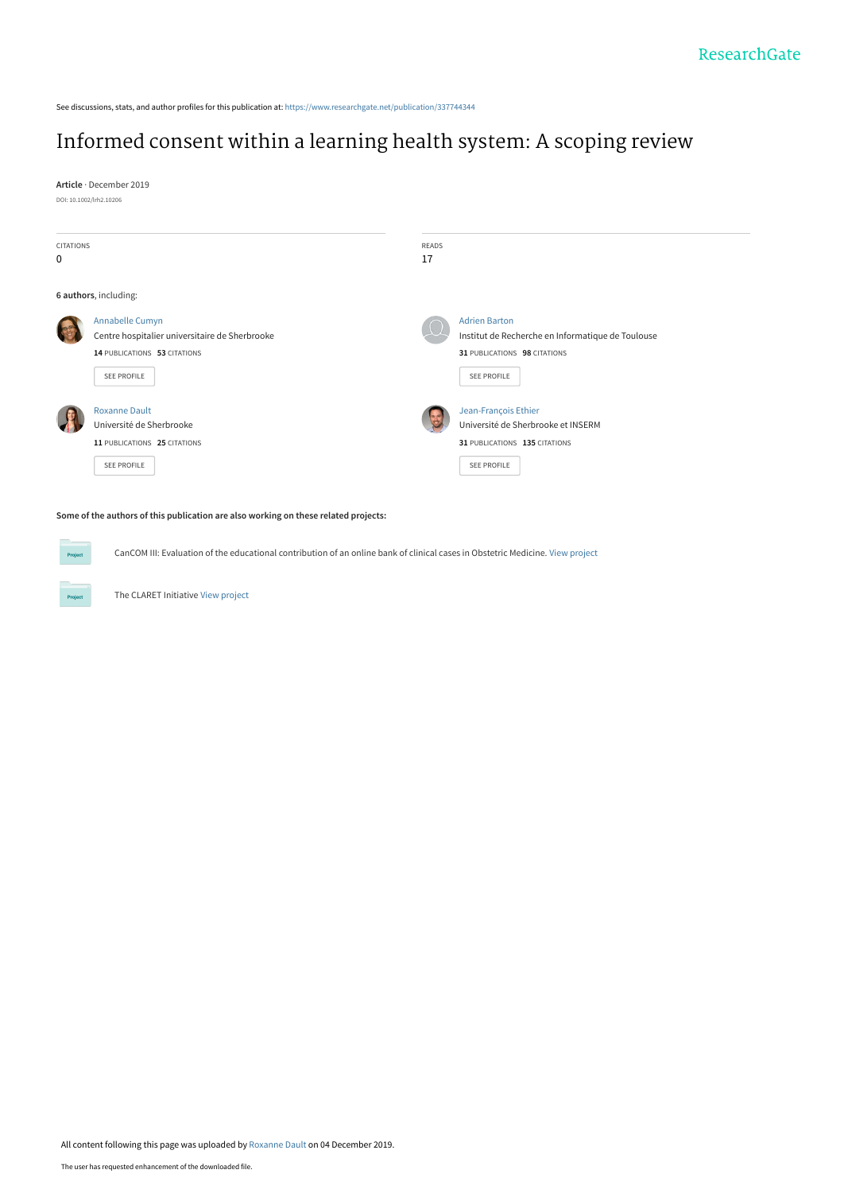ResearchGate

See discussions, stats, and author profiles for this publication at: https://www.researchgate.net/publication/337744344

# Informed consent within a learning health system: A scoping review

**Article** · December 2019

DOI: 10.1002/lrh2.10206

| CITATIONS | READS |
| --- | --- |
| 0 | 17 |

**6 authors**, including:

Annabelle Cumyn
Centre hospitalier universitaire de Sherbrooke
**14** PUBLICATIONS **53** CITATIONS
SEE PROFILE

Adrien Barton
Institut de Recherche en Informatique de Toulouse
**31** PUBLICATIONS **98** CITATIONS
SEE PROFILE

Roxanne Dault
Université de Sherbrooke
**11** PUBLICATIONS **25** CITATIONS
SEE PROFILE

Jean-François Ethier
Université de Sherbrooke et INSERM
**31** PUBLICATIONS **135** CITATIONS
SEE PROFILE

**Some of the authors of this publication are also working on these related projects:**

Project: CanCOM III: Evaluation of the educational contribution of an online bank of clinical cases in Obstetric Medicine. View project

Project: The CLARET Initiative View project

All content following this page was uploaded by Roxanne Dault on 04 December 2019.

The user has requested enhancement of the downloaded file.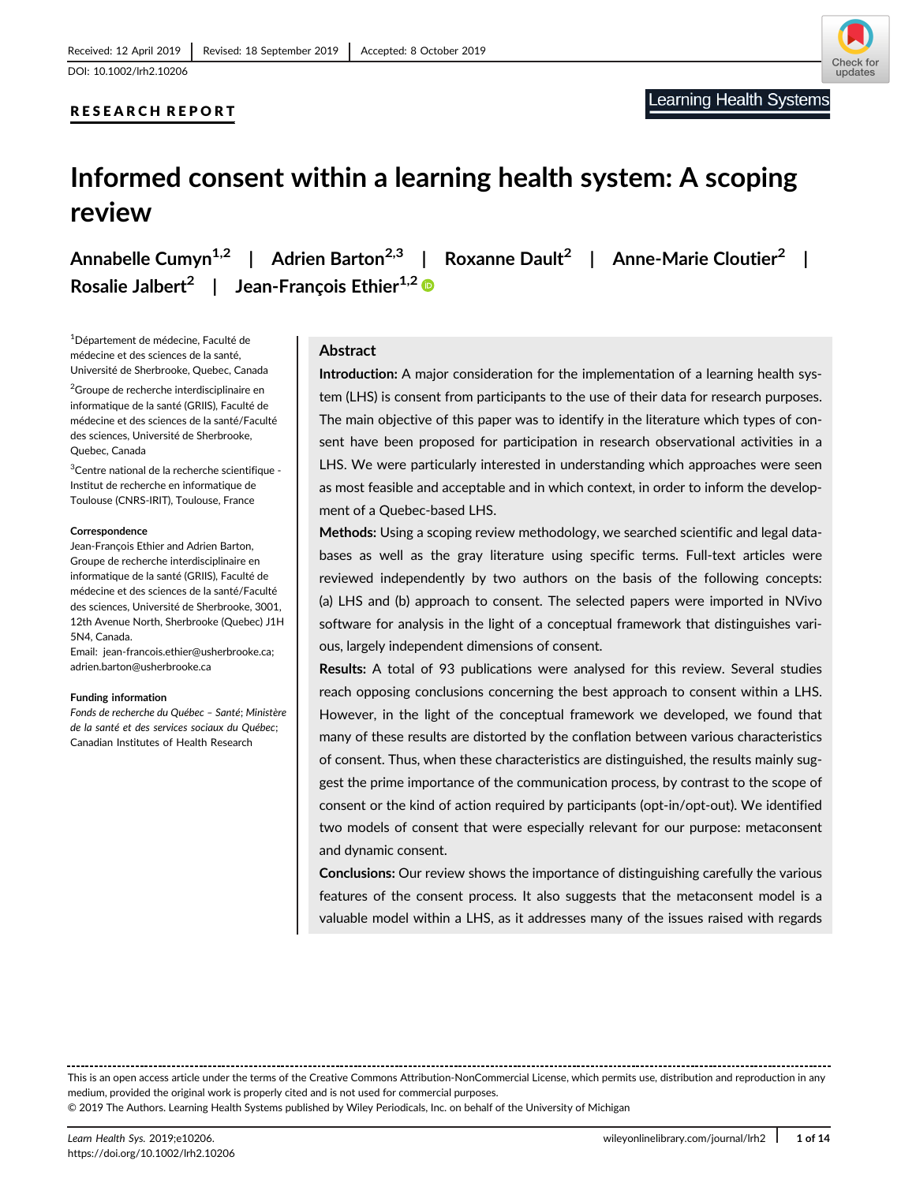Received: 12 April 2019 | Revised: 18 September 2019 | Accepted: 8 October 2019

DOI: 10.1002/lrh2.10206

**RESEARCH REPORT**

# Informed consent within a learning health system: A scoping review

**Annabelle Cumyn[1,2] | Adrien Barton[2,3] | Roxanne Dault[2] | Anne-Marie Cloutier[2] | Rosalie Jalbert[2] | Jean-François Ethier[1,2]**

[1]Département de médecine, Faculté de médecine et des sciences de la santé, Université de Sherbrooke, Quebec, Canada

[2]Groupe de recherche interdisciplinaire en informatique de la santé (GRIIS), Faculté de médecine et des sciences de la santé/Faculté des sciences, Université de Sherbrooke, Quebec, Canada

[3]Centre national de la recherche scientifique - Institut de recherche en informatique de Toulouse (CNRS-IRIT), Toulouse, France

**Correspondence**

Jean-François Ethier and Adrien Barton, Groupe de recherche interdisciplinaire en informatique de la santé (GRIIS), Faculté de médecine et des sciences de la santé/Faculté des sciences, Université de Sherbrooke, 3001, 12th Avenue North, Sherbrooke (Quebec) J1H 5N4, Canada.
Email: jean-francois.ethier@usherbrooke.ca; adrien.barton@usherbrooke.ca

**Funding information**

*Fonds de recherche du Québec – Santé; Ministère de la santé et des services sociaux du Québec*; Canadian Institutes of Health Research

## Abstract

**Introduction:** A major consideration for the implementation of a learning health system (LHS) is consent from participants to the use of their data for research purposes. The main objective of this paper was to identify in the literature which types of consent have been proposed for participation in research observational activities in a LHS. We were particularly interested in understanding which approaches were seen as most feasible and acceptable and in which context, in order to inform the development of a Quebec-based LHS.

**Methods:** Using a scoping review methodology, we searched scientific and legal databases as well as the gray literature using specific terms. Full-text articles were reviewed independently by two authors on the basis of the following concepts: (a) LHS and (b) approach to consent. The selected papers were imported in NVivo software for analysis in the light of a conceptual framework that distinguishes various, largely independent dimensions of consent.

**Results:** A total of 93 publications were analysed for this review. Several studies reach opposing conclusions concerning the best approach to consent within a LHS. However, in the light of the conceptual framework we developed, we found that many of these results are distorted by the conflation between various characteristics of consent. Thus, when these characteristics are distinguished, the results mainly suggest the prime importance of the communication process, by contrast to the scope of consent or the kind of action required by participants (opt-in/opt-out). We identified two models of consent that were especially relevant for our purpose: metaconsent and dynamic consent.

**Conclusions:** Our review shows the importance of distinguishing carefully the various features of the consent process. It also suggests that the metaconsent model is a valuable model within a LHS, as it addresses many of the issues raised with regards

This is an open access article under the terms of the Creative Commons Attribution-NonCommercial License, which permits use, distribution and reproduction in any medium, provided the original work is properly cited and is not used for commercial purposes.
© 2019 The Authors. Learning Health Systems published by Wiley Periodicals, Inc. on behalf of the University of Michigan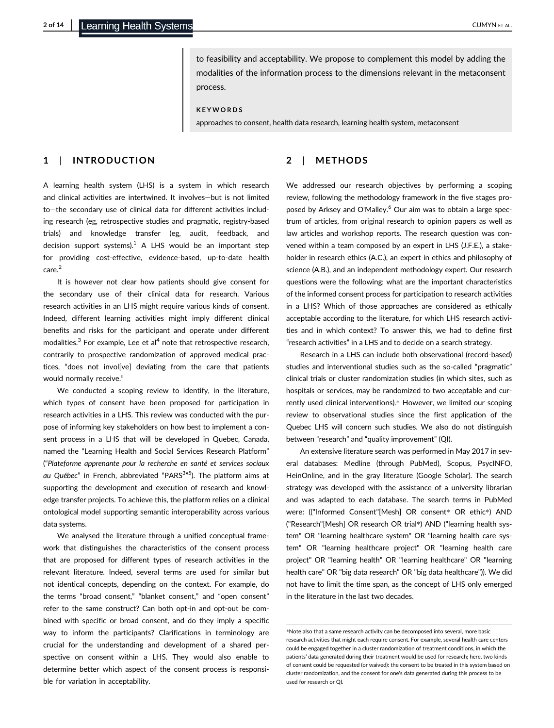to feasibility and acceptability. We propose to complement this model by adding the modalities of the information process to the dimensions relevant in the metaconsent process.

**KEYWORDS**

approaches to consent, health data research, learning health system, metaconsent

## 1 | INTRODUCTION

A learning health system (LHS) is a system in which research and clinical activities are intertwined. It involves—but is not limited to—the secondary use of clinical data for different activities including research (eg, retrospective studies and pragmatic, registry-based trials) and knowledge transfer (eg, audit, feedback, and decision support systems).[1] A LHS would be an important step for providing cost-effective, evidence-based, up-to-date health care.[2]

It is however not clear how patients should give consent for the secondary use of their clinical data for research. Various research activities in an LHS might require various kinds of consent. Indeed, different learning activities might imply different clinical benefits and risks for the participant and operate under different modalities.[3] For example, Lee et al[4] note that retrospective research, contrarily to prospective randomization of approved medical practices, "does not invol[ve] deviating from the care that patients would normally receive."

We conducted a scoping review to identify, in the literature, which types of consent have been proposed for participation in research activities in a LHS. This review was conducted with the purpose of informing key stakeholders on how best to implement a consent process in a LHS that will be developed in Quebec, Canada, named the "Learning Health and Social Services Research Platform" ("*Plateforme apprenante pour la recherche en santé et services sociaux au Québec*" in French, abbreviated "PARS[3]"[5]). The platform aims at supporting the development and execution of research and knowledge transfer projects. To achieve this, the platform relies on a clinical ontological model supporting semantic interoperability across various data systems.

We analysed the literature through a unified conceptual framework that distinguishes the characteristics of the consent process that are proposed for different types of research activities in the relevant literature. Indeed, several terms are used for similar but not identical concepts, depending on the context. For example, do the terms "broad consent," "blanket consent," and "open consent" refer to the same construct? Can both opt-in and opt-out be combined with specific or broad consent, and do they imply a specific way to inform the participants? Clarifications in terminology are crucial for the understanding and development of a shared perspective on consent within a LHS. They would also enable to determine better which aspect of the consent process is responsible for variation in acceptability.

## 2 | METHODS

We addressed our research objectives by performing a scoping review, following the methodology framework in the five stages proposed by Arksey and O'Malley.[6] Our aim was to obtain a large spectrum of articles, from original research to opinion papers as well as law articles and workshop reports. The research question was convened within a team composed by an expert in LHS (J.F.E.), a stakeholder in research ethics (A.C.), an expert in ethics and philosophy of science (A.B.), and an independent methodology expert. Our research questions were the following: what are the important characteristics of the informed consent process for participation to research activities in a LHS? Which of those approaches are considered as ethically acceptable according to the literature, for which LHS research activities and in which context? To answer this, we had to define first "research activities" in a LHS and to decide on a search strategy.

Research in a LHS can include both observational (record-based) studies and interventional studies such as the so-called "pragmatic" clinical trials or cluster randomization studies (in which sites, such as hospitals or services, may be randomized to two acceptable and currently used clinical interventions).* However, we limited our scoping review to observational studies since the first application of the Quebec LHS will concern such studies. We also do not distinguish between "research" and "quality improvement" (QI).

An extensive literature search was performed in May 2017 in several databases: Medline (through PubMed), Scopus, PsycINFO, HeinOnline, and in the gray literature (Google Scholar). The search strategy was developed with the assistance of a university librarian and was adapted to each database. The search terms in PubMed were: (("Informed Consent"[Mesh] OR consent* OR ethic*) AND ("Research"[Mesh] OR research OR trial*) AND ("learning health system" OR "learning healthcare system" OR "learning health care system" OR "learning healthcare project" OR "learning health care project" OR "learning health" OR "learning healthcare" OR "learning health care" OR "big data research" OR "big data healthcare")). We did not have to limit the time span, as the concept of LHS only emerged in the literature in the last two decades.

*Note also that a same research activity can be decomposed into several, more basic research activities that might each require consent. For example, several health care centers could be engaged together in a cluster randomization of treatment conditions, in which the patients' data generated during their treatment would be used for research; here, two kinds of consent could be requested (or waived): the consent to be treated in this system based on cluster randomization, and the consent for one's data generated during this process to be used for research or QI.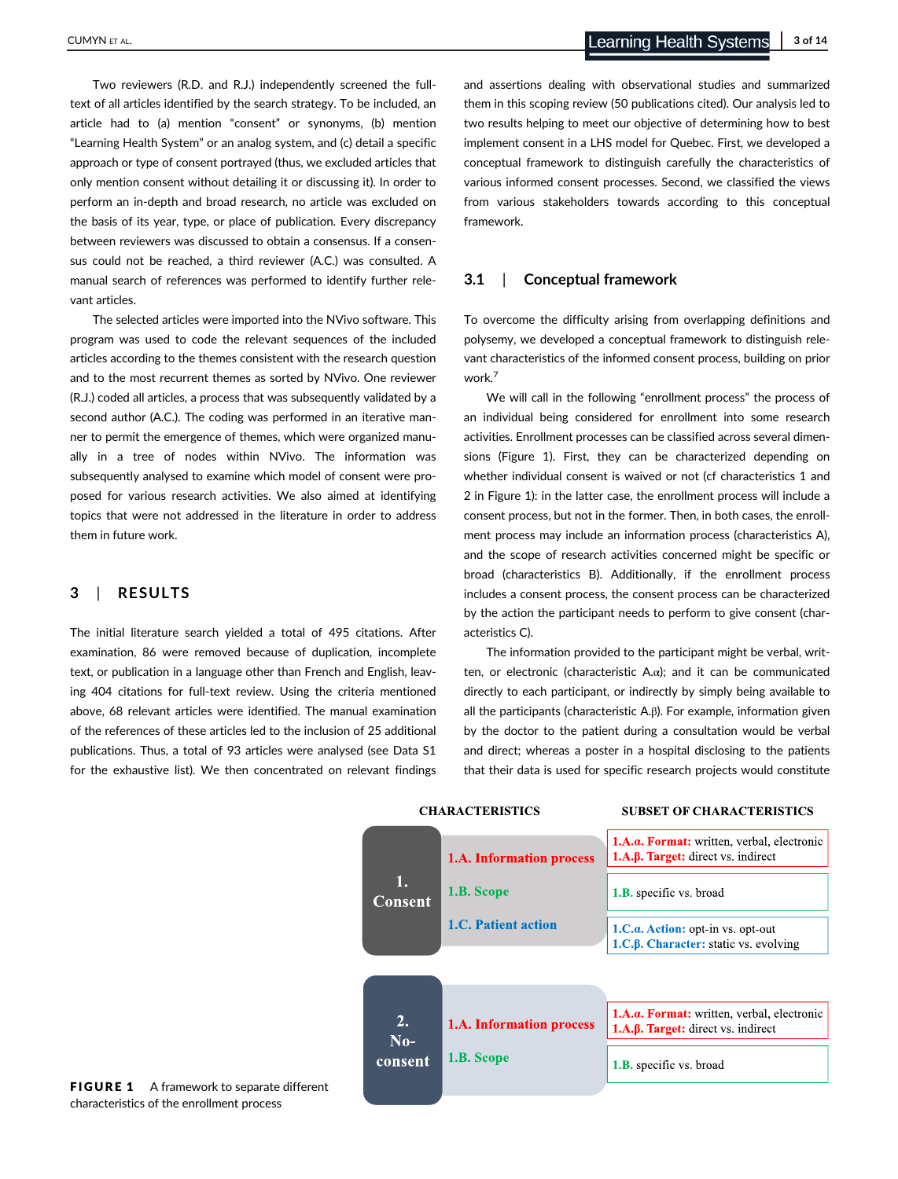Two reviewers (R.D. and R.J.) independently screened the full-text of all articles identified by the search strategy. To be included, an article had to (a) mention "consent" or synonyms, (b) mention "Learning Health System" or an analog system, and (c) detail a specific approach or type of consent portrayed (thus, we excluded articles that only mention consent without detailing it or discussing it). In order to perform an in-depth and broad research, no article was excluded on the basis of its year, type, or place of publication. Every discrepancy between reviewers was discussed to obtain a consensus. If a consensus could not be reached, a third reviewer (A.C.) was consulted. A manual search of references was performed to identify further relevant articles.

The selected articles were imported into the NVivo software. This program was used to code the relevant sequences of the included articles according to the themes consistent with the research question and to the most recurrent themes as sorted by NVivo. One reviewer (R.J.) coded all articles, a process that was subsequently validated by a second author (A.C.). The coding was performed in an iterative manner to permit the emergence of themes, which were organized manually in a tree of nodes within NVivo. The information was subsequently analysed to examine which model of consent were proposed for various research activities. We also aimed at identifying topics that were not addressed in the literature in order to address them in future work.

## 3 | RESULTS

The initial literature search yielded a total of 495 citations. After examination, 86 were removed because of duplication, incomplete text, or publication in a language other than French and English, leaving 404 citations for full-text review. Using the criteria mentioned above, 68 relevant articles were identified. The manual examination of the references of these articles led to the inclusion of 25 additional publications. Thus, a total of 93 articles were analysed (see Data S1 for the exhaustive list). We then concentrated on relevant findings and assertions dealing with observational studies and summarized them in this scoping review (50 publications cited). Our analysis led to two results helping to meet our objective of determining how to best implement consent in a LHS model for Quebec. First, we developed a conceptual framework to distinguish carefully the characteristics of various informed consent processes. Second, we classified the views from various stakeholders towards according to this conceptual framework.

### 3.1 | Conceptual framework

To overcome the difficulty arising from overlapping definitions and polysemy, we developed a conceptual framework to distinguish relevant characteristics of the informed consent process, building on prior work.[7]

We will call in the following "enrollment process" the process of an individual being considered for enrollment into some research activities. Enrollment processes can be classified across several dimensions (Figure 1). First, they can be characterized depending on whether individual consent is waived or not (cf characteristics 1 and 2 in Figure 1): in the latter case, the enrollment process will include a consent process, but not in the former. Then, in both cases, the enrollment process may include an information process (characteristics A), and the scope of research activities concerned might be specific or broad (characteristics B). Additionally, if the enrollment process includes a consent process, the consent process can be characterized by the action the participant needs to perform to give consent (characteristics C).

The information provided to the participant might be verbal, written, or electronic (characteristic A.α); and it can be communicated directly to each participant, or indirectly by simply being available to all the participants (characteristic A.β). For example, information given by the doctor to the patient during a consultation would be verbal and direct; whereas a poster in a hospital disclosing to the patients that their data is used for specific research projects would constitute

| CHARACTERISTICS | | SUBSET OF CHARACTERISTICS |
|---|---|---|
| 1. Consent | 1.A. Information process | 1.A.α. Format: written, verbal, electronic<br>1.A.β. Target: direct vs. indirect |
| | 1.B. Scope | 1.B. specific vs. broad |
| | 1.C. Patient action | 1.C.α. Action: opt-in vs. opt-out<br>1.C.β. Character: static vs. evolving |
| 2. No-consent | 1.A. Information process | 1.A.α. Format: written, verbal, electronic<br>1.A.β. Target: direct vs. indirect |
| | 1.B. Scope | 1.B. specific vs. broad |

**FIGURE 1** A framework to separate different characteristics of the enrollment process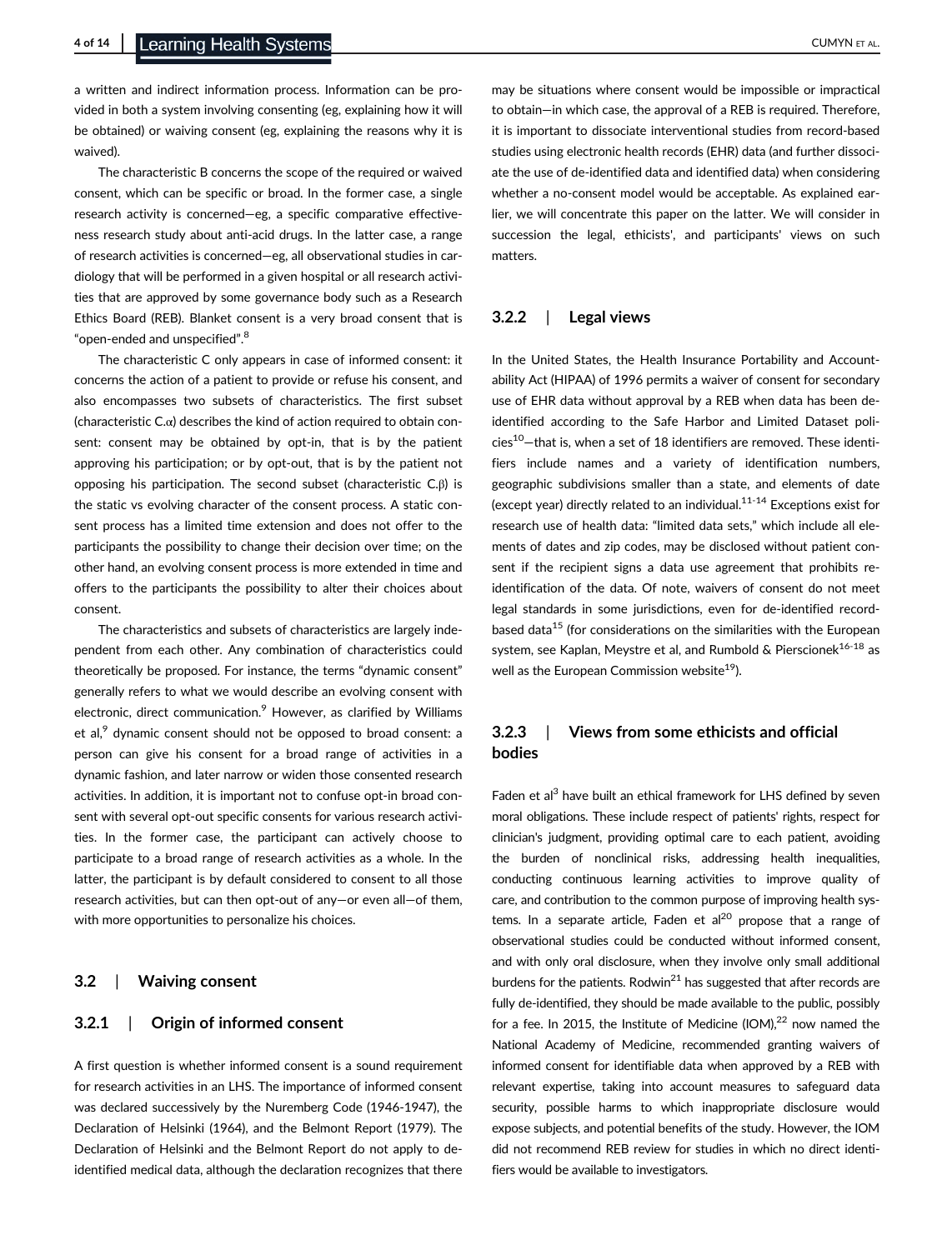a written and indirect information process. Information can be provided in both a system involving consenting (eg, explaining how it will be obtained) or waiving consent (eg, explaining the reasons why it is waived).

The characteristic B concerns the scope of the required or waived consent, which can be specific or broad. In the former case, a single research activity is concerned—eg, a specific comparative effectiveness research study about anti-acid drugs. In the latter case, a range of research activities is concerned—eg, all observational studies in cardiology that will be performed in a given hospital or all research activities that are approved by some governance body such as a Research Ethics Board (REB). Blanket consent is a very broad consent that is "open-ended and unspecified".[8]

The characteristic C only appears in case of informed consent: it concerns the action of a patient to provide or refuse his consent, and also encompasses two subsets of characteristics. The first subset (characteristic C.$\alpha$) describes the kind of action required to obtain consent: consent may be obtained by opt-in, that is by the patient approving his participation; or by opt-out, that is by the patient not opposing his participation. The second subset (characteristic C.$\beta$) is the static vs evolving character of the consent process. A static consent process has a limited time extension and does not offer to the participants the possibility to change their decision over time; on the other hand, an evolving consent process is more extended in time and offers to the participants the possibility to alter their choices about consent.

The characteristics and subsets of characteristics are largely independent from each other. Any combination of characteristics could theoretically be proposed. For instance, the terms "dynamic consent" generally refers to what we would describe an evolving consent with electronic, direct communication.[9] However, as clarified by Williams et al,[9] dynamic consent should not be opposed to broad consent: a person can give his consent for a broad range of activities in a dynamic fashion, and later narrow or widen those consented research activities. In addition, it is important not to confuse opt-in broad consent with several opt-out specific consents for various research activities. In the former case, the participant can actively choose to participate to a broad range of research activities as a whole. In the latter, the participant is by default considered to consent to all those research activities, but can then opt-out of any—or even all—of them, with more opportunities to personalize his choices.

## 3.2 | Waiving consent

### 3.2.1 | Origin of informed consent

A first question is whether informed consent is a sound requirement for research activities in an LHS. The importance of informed consent was declared successively by the Nuremberg Code (1946-1947), the Declaration of Helsinki (1964), and the Belmont Report (1979). The Declaration of Helsinki and the Belmont Report do not apply to de-identified medical data, although the declaration recognizes that there may be situations where consent would be impossible or impractical to obtain—in which case, the approval of a REB is required. Therefore, it is important to dissociate interventional studies from record-based studies using electronic health records (EHR) data (and further dissociate the use of de-identified data and identified data) when considering whether a no-consent model would be acceptable. As explained earlier, we will concentrate this paper on the latter. We will consider in succession the legal, ethicists', and participants' views on such matters.

### 3.2.2 | Legal views

In the United States, the Health Insurance Portability and Accountability Act (HIPAA) of 1996 permits a waiver of consent for secondary use of EHR data without approval by a REB when data has been de-identified according to the Safe Harbor and Limited Dataset policies[10]—that is, when a set of 18 identifiers are removed. These identifiers include names and a variety of identification numbers, geographic subdivisions smaller than a state, and elements of date (except year) directly related to an individual.[11-14] Exceptions exist for research use of health data: "limited data sets," which include all elements of dates and zip codes, may be disclosed without patient consent if the recipient signs a data use agreement that prohibits re-identification of the data. Of note, waivers of consent do not meet legal standards in some jurisdictions, even for de-identified record-based data[15] (for considerations on the similarities with the European system, see Kaplan, Meystre et al, and Rumbold & Pierscionek[16-18] as well as the European Commission website[19]).

### 3.2.3 | Views from some ethicists and official bodies

Faden et al[3] have built an ethical framework for LHS defined by seven moral obligations. These include respect of patients' rights, respect for clinician's judgment, providing optimal care to each patient, avoiding the burden of nonclinical risks, addressing health inequalities, conducting continuous learning activities to improve quality of care, and contribution to the common purpose of improving health systems. In a separate article, Faden et al[20] propose that a range of observational studies could be conducted without informed consent, and with only oral disclosure, when they involve only small additional burdens for the patients. Rodwin[21] has suggested that after records are fully de-identified, they should be made available to the public, possibly for a fee. In 2015, the Institute of Medicine (IOM),[22] now named the National Academy of Medicine, recommended granting waivers of informed consent for identifiable data when approved by a REB with relevant expertise, taking into account measures to safeguard data security, possible harms to which inappropriate disclosure would expose subjects, and potential benefits of the study. However, the IOM did not recommend REB review for studies in which no direct identifiers would be available to investigators.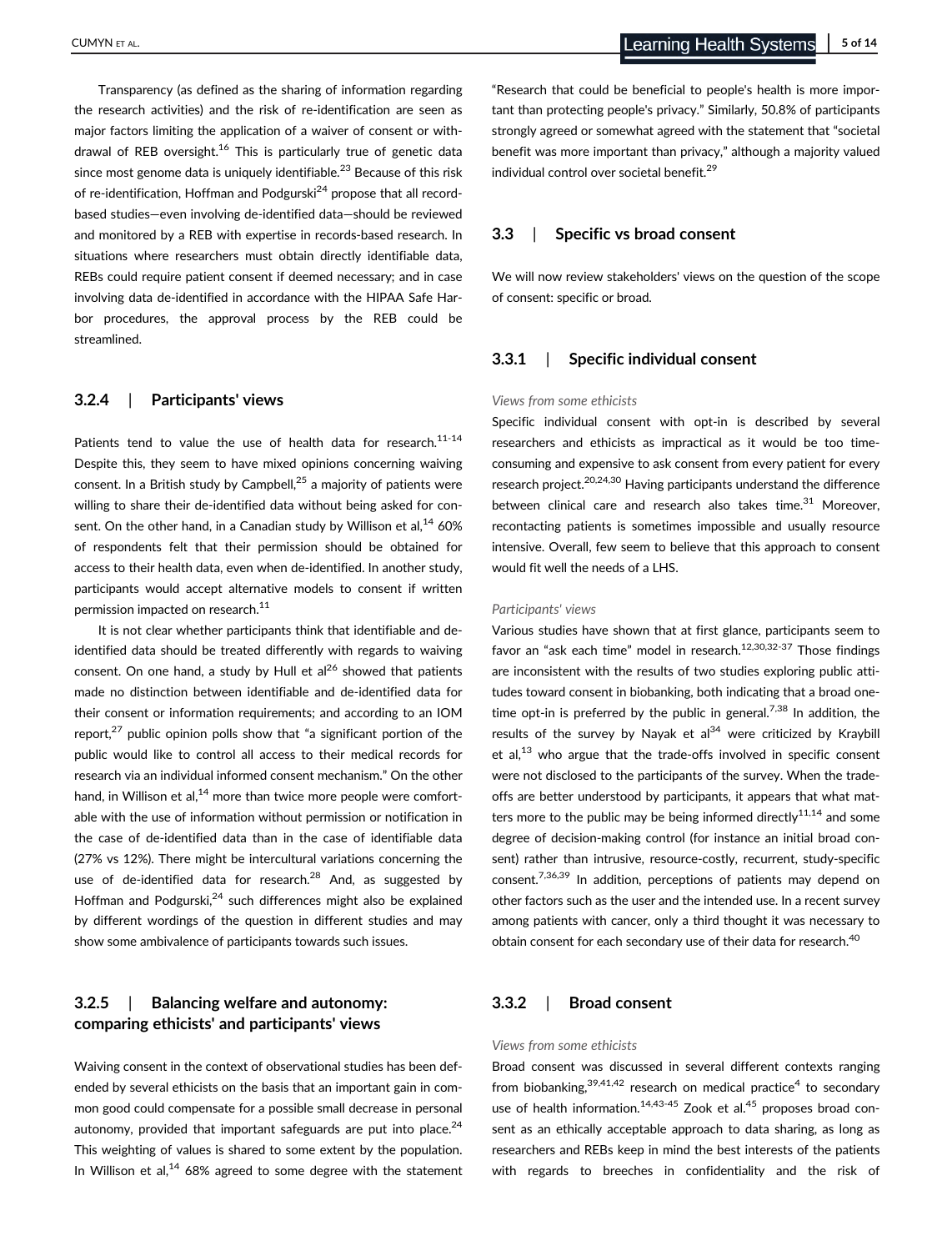Transparency (as defined as the sharing of information regarding the research activities) and the risk of re-identification are seen as major factors limiting the application of a waiver of consent or withdrawal of REB oversight.[16] This is particularly true of genetic data since most genome data is uniquely identifiable.[23] Because of this risk of re-identification, Hoffman and Podgurski[24] propose that all record-based studies—even involving de-identified data—should be reviewed and monitored by a REB with expertise in records-based research. In situations where researchers must obtain directly identifiable data, REBs could require patient consent if deemed necessary; and in case involving data de-identified in accordance with the HIPAA Safe Harbor procedures, the approval process by the REB could be streamlined.

### 3.2.4 | Participants' views

Patients tend to value the use of health data for research.[11-14] Despite this, they seem to have mixed opinions concerning waiving consent. In a British study by Campbell,[25] a majority of patients were willing to share their de-identified data without being asked for consent. On the other hand, in a Canadian study by Willison et al,[14] 60% of respondents felt that their permission should be obtained for access to their health data, even when de-identified. In another study, participants would accept alternative models to consent if written permission impacted on research.[11]

It is not clear whether participants think that identifiable and de-identified data should be treated differently with regards to waiving consent. On one hand, a study by Hull et al[26] showed that patients made no distinction between identifiable and de-identified data for their consent or information requirements; and according to an IOM report,[27] public opinion polls show that "a significant portion of the public would like to control all access to their medical records for research via an individual informed consent mechanism." On the other hand, in Willison et al,[14] more than twice more people were comfortable with the use of information without permission or notification in the case of de-identified data than in the case of identifiable data (27% vs 12%). There might be intercultural variations concerning the use of de-identified data for research.[28] And, as suggested by Hoffman and Podgurski,[24] such differences might also be explained by different wordings of the question in different studies and may show some ambivalence of participants towards such issues.

### 3.2.5 | Balancing welfare and autonomy: comparing ethicists' and participants' views

Waiving consent in the context of observational studies has been defended by several ethicists on the basis that an important gain in common good could compensate for a possible small decrease in personal autonomy, provided that important safeguards are put into place.[24] This weighting of values is shared to some extent by the population. In Willison et al,[14] 68% agreed to some degree with the statement "Research that could be beneficial to people's health is more important than protecting people's privacy." Similarly, 50.8% of participants strongly agreed or somewhat agreed with the statement that "societal benefit was more important than privacy," although a majority valued individual control over societal benefit.[29]

## 3.3 | Specific vs broad consent

We will now review stakeholders' views on the question of the scope of consent: specific or broad.

### 3.3.1 | Specific individual consent

*Views from some ethicists*

Specific individual consent with opt-in is described by several researchers and ethicists as impractical as it would be too time-consuming and expensive to ask consent from every patient for every research project.[20,24,30] Having participants understand the difference between clinical care and research also takes time.[31] Moreover, recontacting patients is sometimes impossible and usually resource intensive. Overall, few seem to believe that this approach to consent would fit well the needs of a LHS.

*Participants' views*

Various studies have shown that at first glance, participants seem to favor an "ask each time" model in research.[12,30,32-37] Those findings are inconsistent with the results of two studies exploring public attitudes toward consent in biobanking, both indicating that a broad one-time opt-in is preferred by the public in general.[7,38] In addition, the results of the survey by Nayak et al[34] were criticized by Kraybill et al,[13] who argue that the trade-offs involved in specific consent were not disclosed to the participants of the survey. When the trade-offs are better understood by participants, it appears that what matters more to the public may be being informed directly[11,14] and some degree of decision-making control (for instance an initial broad consent) rather than intrusive, resource-costly, recurrent, study-specific consent.[7,36,39] In addition, perceptions of patients may depend on other factors such as the user and the intended use. In a recent survey among patients with cancer, only a third thought it was necessary to obtain consent for each secondary use of their data for research.[40]

### 3.3.2 | Broad consent

*Views from some ethicists*

Broad consent was discussed in several different contexts ranging from biobanking,[39,41,42] research on medical practice[4] to secondary use of health information.[14,43-45] Zook et al.[45] proposes broad consent as an ethically acceptable approach to data sharing, as long as researchers and REBs keep in mind the best interests of the patients with regards to breeches in confidentiality and the risk of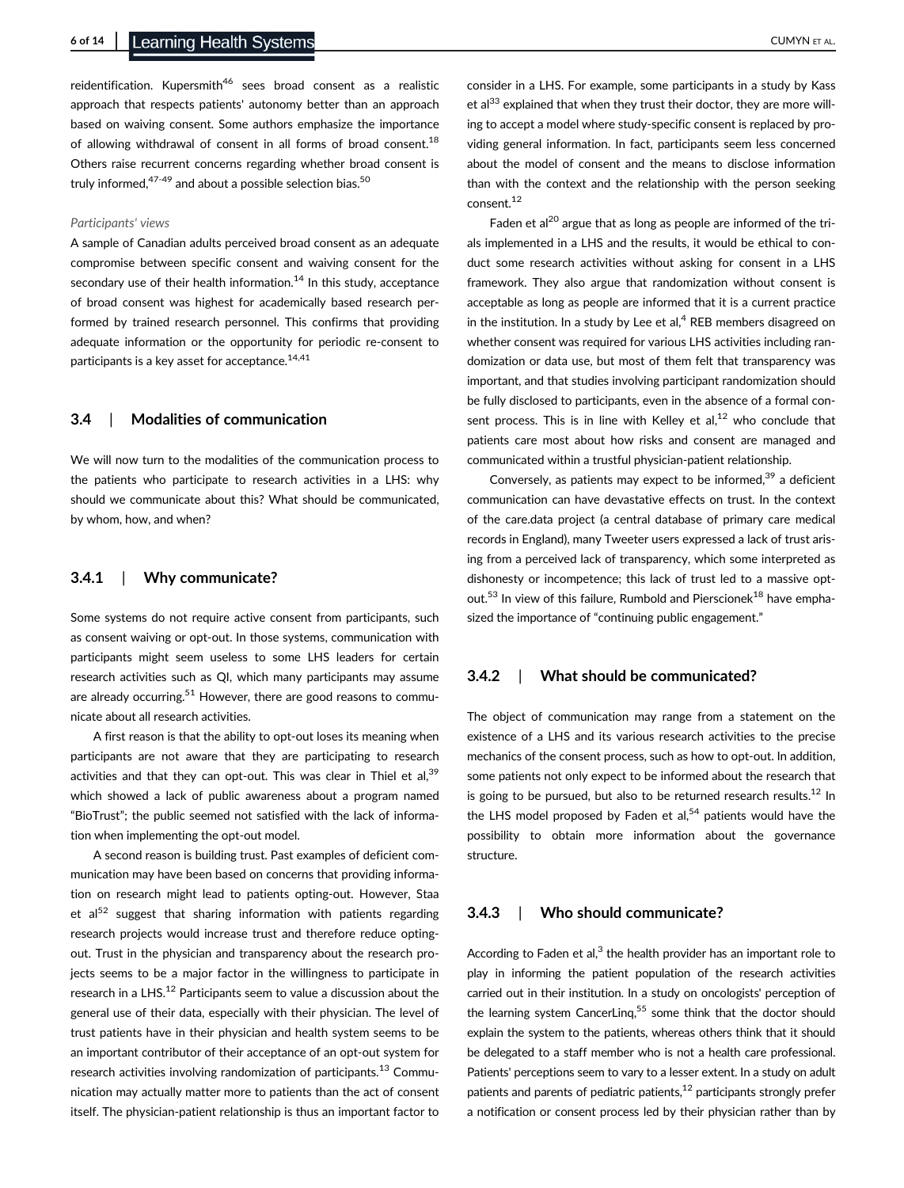reidentification. Kupersmith[46] sees broad consent as a realistic approach that respects patients' autonomy better than an approach based on waiving consent. Some authors emphasize the importance of allowing withdrawal of consent in all forms of broad consent.[18] Others raise recurrent concerns regarding whether broad consent is truly informed,[47-49] and about a possible selection bias.[50]

*Participants' views*

A sample of Canadian adults perceived broad consent as an adequate compromise between specific consent and waiving consent for the secondary use of their health information.[14] In this study, acceptance of broad consent was highest for academically based research performed by trained research personnel. This confirms that providing adequate information or the opportunity for periodic re-consent to participants is a key asset for acceptance.[14,41]

### 3.4 | Modalities of communication

We will now turn to the modalities of the communication process to the patients who participate to research activities in a LHS: why should we communicate about this? What should be communicated, by whom, how, and when?

#### 3.4.1 | Why communicate?

Some systems do not require active consent from participants, such as consent waiving or opt-out. In those systems, communication with participants might seem useless to some LHS leaders for certain research activities such as QI, which many participants may assume are already occurring.[51] However, there are good reasons to communicate about all research activities.

A first reason is that the ability to opt-out loses its meaning when participants are not aware that they are participating to research activities and that they can opt-out. This was clear in Thiel et al,[39] which showed a lack of public awareness about a program named "BioTrust"; the public seemed not satisfied with the lack of information when implementing the opt-out model.

A second reason is building trust. Past examples of deficient communication may have been based on concerns that providing information on research might lead to patients opting-out. However, Staa et al[52] suggest that sharing information with patients regarding research projects would increase trust and therefore reduce opting-out. Trust in the physician and transparency about the research projects seems to be a major factor in the willingness to participate in research in a LHS.[12] Participants seem to value a discussion about the general use of their data, especially with their physician. The level of trust patients have in their physician and health system seems to be an important contributor of their acceptance of an opt-out system for research activities involving randomization of participants.[13] Communication may actually matter more to patients than the act of consent itself. The physician-patient relationship is thus an important factor to consider in a LHS. For example, some participants in a study by Kass et al[33] explained that when they trust their doctor, they are more willing to accept a model where study-specific consent is replaced by providing general information. In fact, participants seem less concerned about the model of consent and the means to disclose information than with the context and the relationship with the person seeking consent.[12]

Faden et al[20] argue that as long as people are informed of the trials implemented in a LHS and the results, it would be ethical to conduct some research activities without asking for consent in a LHS framework. They also argue that randomization without consent is acceptable as long as people are informed that it is a current practice in the institution. In a study by Lee et al,[4] REB members disagreed on whether consent was required for various LHS activities including randomization or data use, but most of them felt that transparency was important, and that studies involving participant randomization should be fully disclosed to participants, even in the absence of a formal consent process. This is in line with Kelley et al,[12] who conclude that patients care most about how risks and consent are managed and communicated within a trustful physician-patient relationship.

Conversely, as patients may expect to be informed,[39] a deficient communication can have devastative effects on trust. In the context of the care.data project (a central database of primary care medical records in England), many Tweeter users expressed a lack of trust arising from a perceived lack of transparency, which some interpreted as dishonesty or incompetence; this lack of trust led to a massive opt-out.[53] In view of this failure, Rumbold and Pierscionek[18] have emphasized the importance of "continuing public engagement."

#### 3.4.2 | What should be communicated?

The object of communication may range from a statement on the existence of a LHS and its various research activities to the precise mechanics of the consent process, such as how to opt-out. In addition, some patients not only expect to be informed about the research that is going to be pursued, but also to be returned research results.[12] In the LHS model proposed by Faden et al,[54] patients would have the possibility to obtain more information about the governance structure.

#### 3.4.3 | Who should communicate?

According to Faden et al,[3] the health provider has an important role to play in informing the patient population of the research activities carried out in their institution. In a study on oncologists' perception of the learning system CancerLinq,[55] some think that the doctor should explain the system to the patients, whereas others think that it should be delegated to a staff member who is not a health care professional. Patients' perceptions seem to vary to a lesser extent. In a study on adult patients and parents of pediatric patients,[12] participants strongly prefer a notification or consent process led by their physician rather than by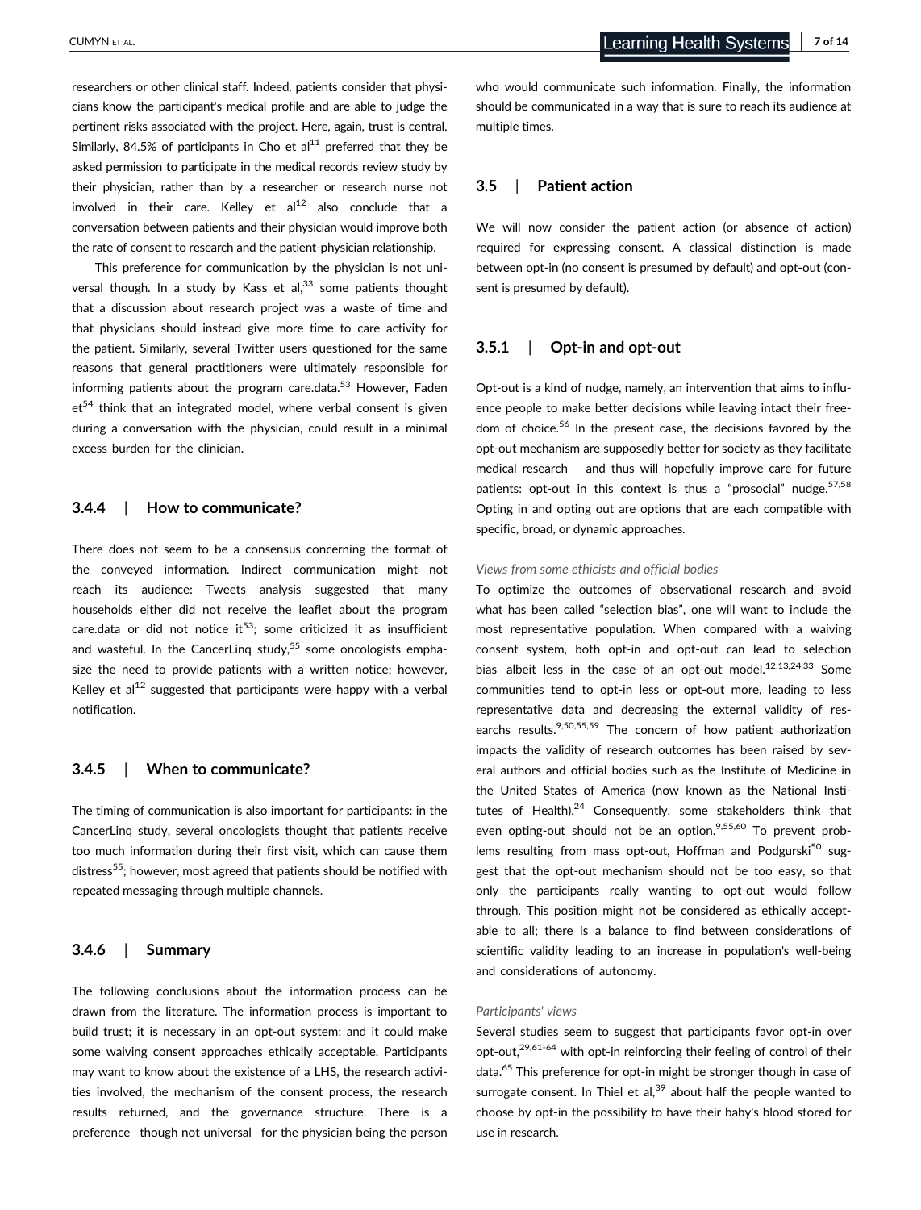researchers or other clinical staff. Indeed, patients consider that physicians know the participant's medical profile and are able to judge the pertinent risks associated with the project. Here, again, trust is central. Similarly, 84.5% of participants in Cho et al[11] preferred that they be asked permission to participate in the medical records review study by their physician, rather than by a researcher or research nurse not involved in their care. Kelley et al[12] also conclude that a conversation between patients and their physician would improve both the rate of consent to research and the patient-physician relationship.

This preference for communication by the physician is not universal though. In a study by Kass et al,[33] some patients thought that a discussion about research project was a waste of time and that physicians should instead give more time to care activity for the patient. Similarly, several Twitter users questioned for the same reasons that general practitioners were ultimately responsible for informing patients about the program care.data.[53] However, Faden et[54] think that an integrated model, where verbal consent is given during a conversation with the physician, could result in a minimal excess burden for the clinician.

### 3.4.4 | How to communicate?

There does not seem to be a consensus concerning the format of the conveyed information. Indirect communication might not reach its audience: Tweets analysis suggested that many households either did not receive the leaflet about the program care.data or did not notice it[53]; some criticized it as insufficient and wasteful. In the CancerLinq study,[55] some oncologists emphasize the need to provide patients with a written notice; however, Kelley et al[12] suggested that participants were happy with a verbal notification.

### 3.4.5 | When to communicate?

The timing of communication is also important for participants: in the CancerLinq study, several oncologists thought that patients receive too much information during their first visit, which can cause them distress[55]; however, most agreed that patients should be notified with repeated messaging through multiple channels.

### 3.4.6 | Summary

The following conclusions about the information process can be drawn from the literature. The information process is important to build trust; it is necessary in an opt-out system; and it could make some waiving consent approaches ethically acceptable. Participants may want to know about the existence of a LHS, the research activities involved, the mechanism of the consent process, the research results returned, and the governance structure. There is a preference—though not universal—for the physician being the person who would communicate such information. Finally, the information should be communicated in a way that is sure to reach its audience at multiple times.

## 3.5 | Patient action

We will now consider the patient action (or absence of action) required for expressing consent. A classical distinction is made between opt-in (no consent is presumed by default) and opt-out (consent is presumed by default).

### 3.5.1 | Opt-in and opt-out

Opt-out is a kind of nudge, namely, an intervention that aims to influence people to make better decisions while leaving intact their freedom of choice.[56] In the present case, the decisions favored by the opt-out mechanism are supposedly better for society as they facilitate medical research – and thus will hopefully improve care for future patients: opt-out in this context is thus a "prosocial" nudge.[57,58] Opting in and opting out are options that are each compatible with specific, broad, or dynamic approaches.

*Views from some ethicists and official bodies*

To optimize the outcomes of observational research and avoid what has been called "selection bias", one will want to include the most representative population. When compared with a waiving consent system, both opt-in and opt-out can lead to selection bias—albeit less in the case of an opt-out model.[12,13,24,33] Some communities tend to opt-in less or opt-out more, leading to less representative data and decreasing the external validity of researchs results.[9,50,55,59] The concern of how patient authorization impacts the validity of research outcomes has been raised by several authors and official bodies such as the Institute of Medicine in the United States of America (now known as the National Institutes of Health).[24] Consequently, some stakeholders think that even opting-out should not be an option.[9,55,60] To prevent problems resulting from mass opt-out, Hoffman and Podgurski[50] suggest that the opt-out mechanism should not be too easy, so that only the participants really wanting to opt-out would follow through. This position might not be considered as ethically acceptable to all; there is a balance to find between considerations of scientific validity leading to an increase in population's well-being and considerations of autonomy.

*Participants' views*

Several studies seem to suggest that participants favor opt-in over opt-out,[29,61-64] with opt-in reinforcing their feeling of control of their data.[65] This preference for opt-in might be stronger though in case of surrogate consent. In Thiel et al,[39] about half the people wanted to choose by opt-in the possibility to have their baby's blood stored for use in research.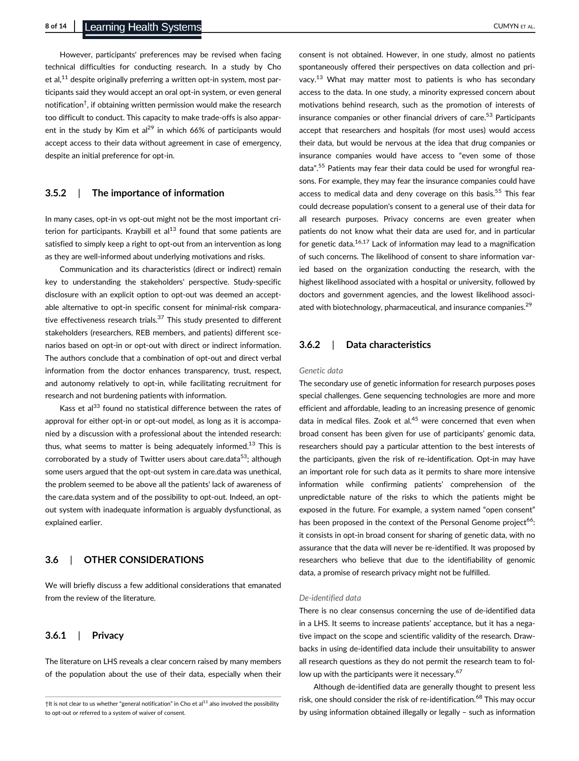However, participants' preferences may be revised when facing technical difficulties for conducting research. In a study by Cho et al,[11] despite originally preferring a written opt-in system, most participants said they would accept an oral opt-in system, or even general notification[†], if obtaining written permission would make the research too difficult to conduct. This capacity to make trade-offs is also apparent in the study by Kim et al[29] in which 66% of participants would accept access to their data without agreement in case of emergency, despite an initial preference for opt-in.

### 3.5.2 | The importance of information

In many cases, opt-in vs opt-out might not be the most important criterion for participants. Kraybill et al[13] found that some patients are satisfied to simply keep a right to opt-out from an intervention as long as they are well-informed about underlying motivations and risks.

Communication and its characteristics (direct or indirect) remain key to understanding the stakeholders' perspective. Study-specific disclosure with an explicit option to opt-out was deemed an acceptable alternative to opt-in specific consent for minimal-risk comparative effectiveness research trials.[37] This study presented to different stakeholders (researchers, REB members, and patients) different scenarios based on opt-in or opt-out with direct or indirect information. The authors conclude that a combination of opt-out and direct verbal information from the doctor enhances transparency, trust, respect, and autonomy relatively to opt-in, while facilitating recruitment for research and not burdening patients with information.

Kass et al[33] found no statistical difference between the rates of approval for either opt-in or opt-out model, as long as it is accompanied by a discussion with a professional about the intended research: thus, what seems to matter is being adequately informed.[13] This is corroborated by a study of Twitter users about care.data[53]; although some users argued that the opt-out system in care.data was unethical, the problem seemed to be above all the patients' lack of awareness of the care.data system and of the possibility to opt-out. Indeed, an opt-out system with inadequate information is arguably dysfunctional, as explained earlier.

## 3.6 | OTHER CONSIDERATIONS

We will briefly discuss a few additional considerations that emanated from the review of the literature.

### 3.6.1 | Privacy

The literature on LHS reveals a clear concern raised by many members of the population about the use of their data, especially when their consent is not obtained. However, in one study, almost no patients spontaneously offered their perspectives on data collection and privacy.[13] What may matter most to patients is who has secondary access to the data. In one study, a minority expressed concern about motivations behind research, such as the promotion of interests of insurance companies or other financial drivers of care.[53] Participants accept that researchers and hospitals (for most uses) would access their data, but would be nervous at the idea that drug companies or insurance companies would have access to "even some of those data".[55] Patients may fear their data could be used for wrongful reasons. For example, they may fear the insurance companies could have access to medical data and deny coverage on this basis.[55] This fear could decrease population's consent to a general use of their data for all research purposes. Privacy concerns are even greater when patients do not know what their data are used for, and in particular for genetic data.[16,17] Lack of information may lead to a magnification of such concerns. The likelihood of consent to share information varied based on the organization conducting the research, with the highest likelihood associated with a hospital or university, followed by doctors and government agencies, and the lowest likelihood associated with biotechnology, pharmaceutical, and insurance companies.[29]

### 3.6.2 | Data characteristics

*Genetic data*

The secondary use of genetic information for research purposes poses special challenges. Gene sequencing technologies are more and more efficient and affordable, leading to an increasing presence of genomic data in medical files. Zook et al.[45] were concerned that even when broad consent has been given for use of participants' genomic data, researchers should pay a particular attention to the best interests of the participants, given the risk of re-identification. Opt-in may have an important role for such data as it permits to share more intensive information while confirming patients' comprehension of the unpredictable nature of the risks to which the patients might be exposed in the future. For example, a system named "open consent" has been proposed in the context of the Personal Genome project[66]: it consists in opt-in broad consent for sharing of genetic data, with no assurance that the data will never be re-identified. It was proposed by researchers who believe that due to the identifiability of genomic data, a promise of research privacy might not be fulfilled.

*De-identified data*

There is no clear consensus concerning the use of de-identified data in a LHS. It seems to increase patients' acceptance, but it has a negative impact on the scope and scientific validity of the research. Drawbacks in using de-identified data include their unsuitability to answer all research questions as they do not permit the research team to follow up with the participants were it necessary.[67]

Although de-identified data are generally thought to present less risk, one should consider the risk of re-identification.[68] This may occur by using information obtained illegally or legally – such as information

†It is not clear to us whether "general notification" in Cho et al[11] also involved the possibility to opt-out or referred to a system of waiver of consent.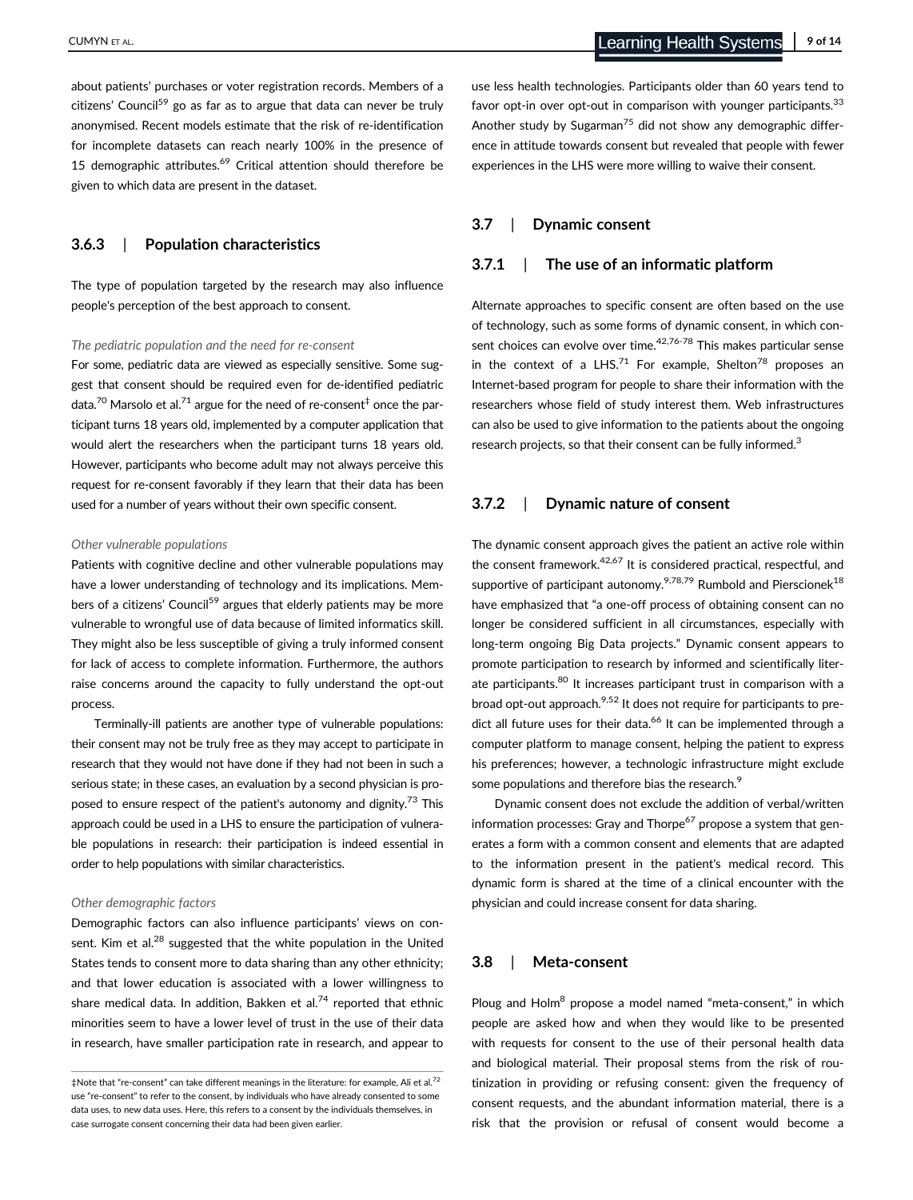about patients' purchases or voter registration records. Members of a citizens' Council[59] go as far as to argue that data can never be truly anonymised. Recent models estimate that the risk of re-identification for incomplete datasets can reach nearly 100% in the presence of 15 demographic attributes.[69] Critical attention should therefore be given to which data are present in the dataset.

#### 3.6.3 | Population characteristics

The type of population targeted by the research may also influence people's perception of the best approach to consent.

*The pediatric population and the need for re-consent*

For some, pediatric data are viewed as especially sensitive. Some suggest that consent should be required even for de-identified pediatric data.[70] Marsolo et al.[71] argue for the need of re-consent[‡] once the participant turns 18 years old, implemented by a computer application that would alert the researchers when the participant turns 18 years old. However, participants who become adult may not always perceive this request for re-consent favorably if they learn that their data has been used for a number of years without their own specific consent.

*Other vulnerable populations*

Patients with cognitive decline and other vulnerable populations may have a lower understanding of technology and its implications. Members of a citizens' Council[59] argues that elderly patients may be more vulnerable to wrongful use of data because of limited informatics skill. They might also be less susceptible of giving a truly informed consent for lack of access to complete information. Furthermore, the authors raise concerns around the capacity to fully understand the opt-out process.

Terminally-ill patients are another type of vulnerable populations: their consent may not be truly free as they may accept to participate in research that they would not have done if they had not been in such a serious state; in these cases, an evaluation by a second physician is proposed to ensure respect of the patient's autonomy and dignity.[73] This approach could be used in a LHS to ensure the participation of vulnerable populations in research: their participation is indeed essential in order to help populations with similar characteristics.

*Other demographic factors*

Demographic factors can also influence participants' views on consent. Kim et al.[28] suggested that the white population in the United States tends to consent more to data sharing than any other ethnicity; and that lower education is associated with a lower willingness to share medical data. In addition, Bakken et al.[74] reported that ethnic minorities seem to have a lower level of trust in the use of their data in research, have smaller participation rate in research, and appear to use less health technologies. Participants older than 60 years tend to favor opt-in over opt-out in comparison with younger participants.[33] Another study by Sugarman[75] did not show any demographic difference in attitude towards consent but revealed that people with fewer experiences in the LHS were more willing to waive their consent.

### 3.7 | Dynamic consent

#### 3.7.1 | The use of an informatic platform

Alternate approaches to specific consent are often based on the use of technology, such as some forms of dynamic consent, in which consent choices can evolve over time.[42,76-78] This makes particular sense in the context of a LHS.[71] For example, Shelton[78] proposes an Internet-based program for people to share their information with the researchers whose field of study interest them. Web infrastructures can also be used to give information to the patients about the ongoing research projects, so that their consent can be fully informed.[3]

#### 3.7.2 | Dynamic nature of consent

The dynamic consent approach gives the patient an active role within the consent framework.[42,67] It is considered practical, respectful, and supportive of participant autonomy.[9,78,79] Rumbold and Pierscionek[18] have emphasized that "a one-off process of obtaining consent can no longer be considered sufficient in all circumstances, especially with long-term ongoing Big Data projects." Dynamic consent appears to promote participation to research by informed and scientifically literate participants.[80] It increases participant trust in comparison with a broad opt-out approach.[9,52] It does not require for participants to predict all future uses for their data.[66] It can be implemented through a computer platform to manage consent, helping the patient to express his preferences; however, a technologic infrastructure might exclude some populations and therefore bias the research.[9]

Dynamic consent does not exclude the addition of verbal/written information processes: Gray and Thorpe[67] propose a system that generates a form with a common consent and elements that are adapted to the information present in the patient's medical record. This dynamic form is shared at the time of a clinical encounter with the physician and could increase consent for data sharing.

### 3.8 | Meta-consent

Ploug and Holm[8] propose a model named "meta-consent," in which people are asked how and when they would like to be presented with requests for consent to the use of their personal health data and biological material. Their proposal stems from the risk of routinization in providing or refusing consent: given the frequency of consent requests, and the abundant information material, there is a risk that the provision or refusal of consent would become a

‡Note that "re-consent" can take different meanings in the literature: for example, Ali et al.[72] use "re-consent" to refer to the consent, by individuals who have already consented to some data uses, to new data uses. Here, this refers to a consent by the individuals themselves, in case surrogate consent concerning their data had been given earlier.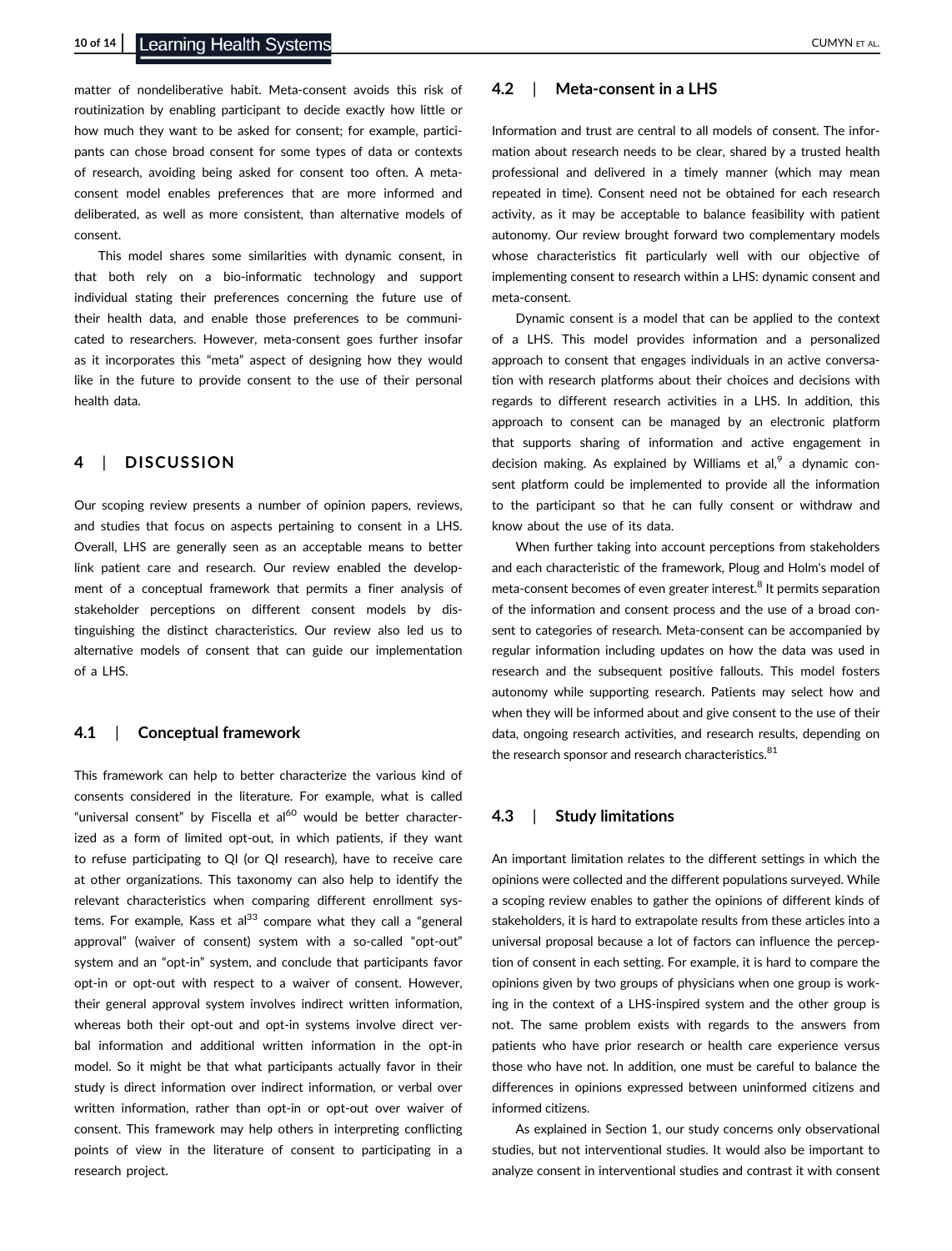matter of nondeliberative habit. Meta-consent avoids this risk of routinization by enabling participant to decide exactly how little or how much they want to be asked for consent; for example, participants can chose broad consent for some types of data or contexts of research, avoiding being asked for consent too often. A meta-consent model enables preferences that are more informed and deliberated, as well as more consistent, than alternative models of consent.

This model shares some similarities with dynamic consent, in that both rely on a bio-informatic technology and support individual stating their preferences concerning the future use of their health data, and enable those preferences to be communicated to researchers. However, meta-consent goes further insofar as it incorporates this "meta" aspect of designing how they would like in the future to provide consent to the use of their personal health data.

## 4 | DISCUSSION

Our scoping review presents a number of opinion papers, reviews, and studies that focus on aspects pertaining to consent in a LHS. Overall, LHS are generally seen as an acceptable means to better link patient care and research. Our review enabled the development of a conceptual framework that permits a finer analysis of stakeholder perceptions on different consent models by distinguishing the distinct characteristics. Our review also led us to alternative models of consent that can guide our implementation of a LHS.

### 4.1 | Conceptual framework

This framework can help to better characterize the various kind of consents considered in the literature. For example, what is called "universal consent" by Fiscella et al[60] would be better characterized as a form of limited opt-out, in which patients, if they want to refuse participating to QI (or QI research), have to receive care at other organizations. This taxonomy can also help to identify the relevant characteristics when comparing different enrollment systems. For example, Kass et al[33] compare what they call a "general approval" (waiver of consent) system with a so-called "opt-out" system and an "opt-in" system, and conclude that participants favor opt-in or opt-out with respect to a waiver of consent. However, their general approval system involves indirect written information, whereas both their opt-out and opt-in systems involve direct verbal information and additional written information in the opt-in model. So it might be that what participants actually favor in their study is direct information over indirect information, or verbal over written information, rather than opt-in or opt-out over waiver of consent. This framework may help others in interpreting conflicting points of view in the literature of consent to participating in a research project.

### 4.2 | Meta-consent in a LHS

Information and trust are central to all models of consent. The information about research needs to be clear, shared by a trusted health professional and delivered in a timely manner (which may mean repeated in time). Consent need not be obtained for each research activity, as it may be acceptable to balance feasibility with patient autonomy. Our review brought forward two complementary models whose characteristics fit particularly well with our objective of implementing consent to research within a LHS: dynamic consent and meta-consent.

Dynamic consent is a model that can be applied to the context of a LHS. This model provides information and a personalized approach to consent that engages individuals in an active conversation with research platforms about their choices and decisions with regards to different research activities in a LHS. In addition, this approach to consent can be managed by an electronic platform that supports sharing of information and active engagement in decision making. As explained by Williams et al,[9] a dynamic consent platform could be implemented to provide all the information to the participant so that he can fully consent or withdraw and know about the use of its data.

When further taking into account perceptions from stakeholders and each characteristic of the framework, Ploug and Holm's model of meta-consent becomes of even greater interest.[8] It permits separation of the information and consent process and the use of a broad consent to categories of research. Meta-consent can be accompanied by regular information including updates on how the data was used in research and the subsequent positive fallouts. This model fosters autonomy while supporting research. Patients may select how and when they will be informed about and give consent to the use of their data, ongoing research activities, and research results, depending on the research sponsor and research characteristics.[81]

### 4.3 | Study limitations

An important limitation relates to the different settings in which the opinions were collected and the different populations surveyed. While a scoping review enables to gather the opinions of different kinds of stakeholders, it is hard to extrapolate results from these articles into a universal proposal because a lot of factors can influence the perception of consent in each setting. For example, it is hard to compare the opinions given by two groups of physicians when one group is working in the context of a LHS-inspired system and the other group is not. The same problem exists with regards to the answers from patients who have prior research or health care experience versus those who have not. In addition, one must be careful to balance the differences in opinions expressed between uninformed citizens and informed citizens.

As explained in Section 1, our study concerns only observational studies, but not interventional studies. It would also be important to analyze consent in interventional studies and contrast it with consent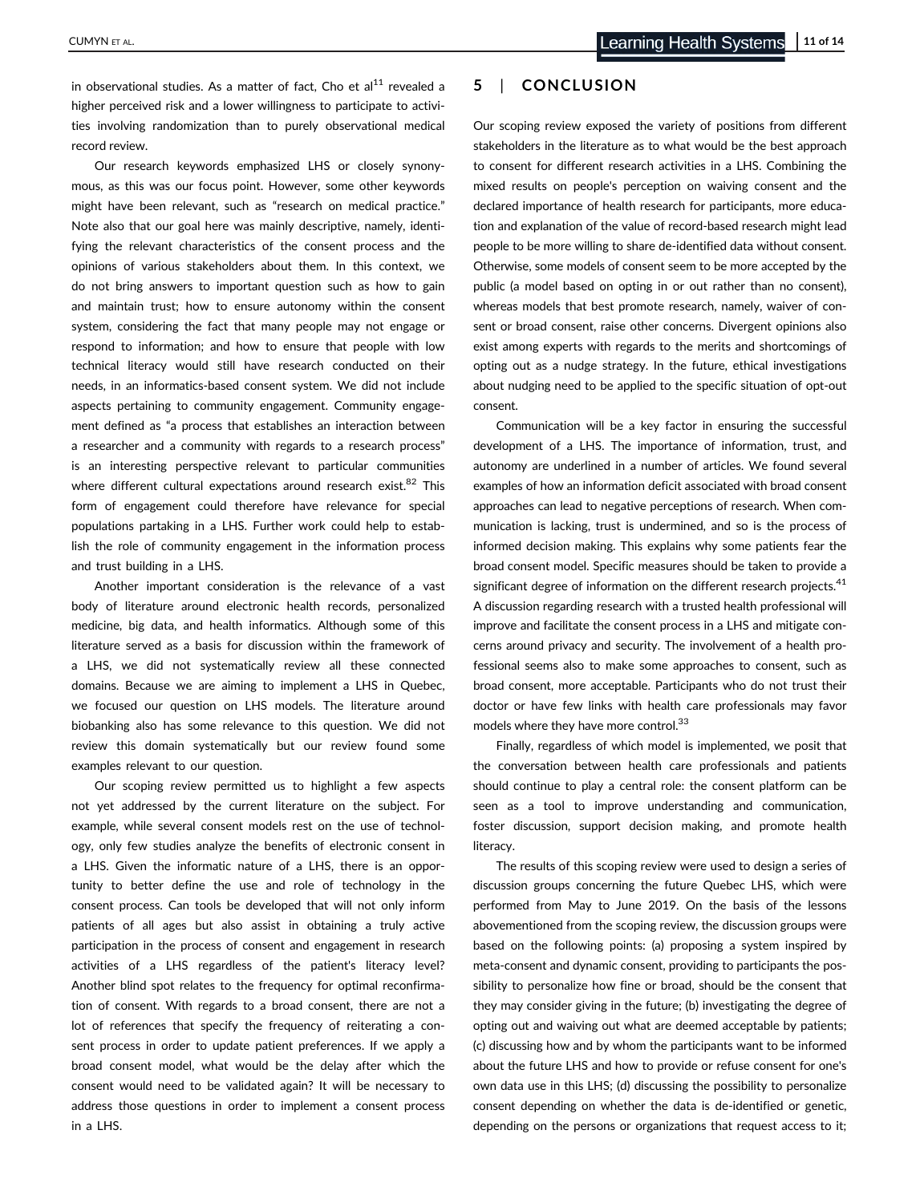in observational studies. As a matter of fact, Cho et al[11] revealed a higher perceived risk and a lower willingness to participate to activities involving randomization than to purely observational medical record review.

Our research keywords emphasized LHS or closely synonymous, as this was our focus point. However, some other keywords might have been relevant, such as "research on medical practice." Note also that our goal here was mainly descriptive, namely, identifying the relevant characteristics of the consent process and the opinions of various stakeholders about them. In this context, we do not bring answers to important question such as how to gain and maintain trust; how to ensure autonomy within the consent system, considering the fact that many people may not engage or respond to information; and how to ensure that people with low technical literacy would still have research conducted on their needs, in an informatics-based consent system. We did not include aspects pertaining to community engagement. Community engagement defined as "a process that establishes an interaction between a researcher and a community with regards to a research process" is an interesting perspective relevant to particular communities where different cultural expectations around research exist.[82] This form of engagement could therefore have relevance for special populations partaking in a LHS. Further work could help to establish the role of community engagement in the information process and trust building in a LHS.

Another important consideration is the relevance of a vast body of literature around electronic health records, personalized medicine, big data, and health informatics. Although some of this literature served as a basis for discussion within the framework of a LHS, we did not systematically review all these connected domains. Because we are aiming to implement a LHS in Quebec, we focused our question on LHS models. The literature around biobanking also has some relevance to this question. We did not review this domain systematically but our review found some examples relevant to our question.

Our scoping review permitted us to highlight a few aspects not yet addressed by the current literature on the subject. For example, while several consent models rest on the use of technology, only few studies analyze the benefits of electronic consent in a LHS. Given the informatic nature of a LHS, there is an opportunity to better define the use and role of technology in the consent process. Can tools be developed that will not only inform patients of all ages but also assist in obtaining a truly active participation in the process of consent and engagement in research activities of a LHS regardless of the patient's literacy level? Another blind spot relates to the frequency for optimal reconfirmation of consent. With regards to a broad consent, there are not a lot of references that specify the frequency of reiterating a consent process in order to update patient preferences. If we apply a broad consent model, what would be the delay after which the consent would need to be validated again? It will be necessary to address those questions in order to implement a consent process in a LHS.

## 5 | CONCLUSION

Our scoping review exposed the variety of positions from different stakeholders in the literature as to what would be the best approach to consent for different research activities in a LHS. Combining the mixed results on people's perception on waiving consent and the declared importance of health research for participants, more education and explanation of the value of record-based research might lead people to be more willing to share de-identified data without consent. Otherwise, some models of consent seem to be more accepted by the public (a model based on opting in or out rather than no consent), whereas models that best promote research, namely, waiver of consent or broad consent, raise other concerns. Divergent opinions also exist among experts with regards to the merits and shortcomings of opting out as a nudge strategy. In the future, ethical investigations about nudging need to be applied to the specific situation of opt-out consent.

Communication will be a key factor in ensuring the successful development of a LHS. The importance of information, trust, and autonomy are underlined in a number of articles. We found several examples of how an information deficit associated with broad consent approaches can lead to negative perceptions of research. When communication is lacking, trust is undermined, and so is the process of informed decision making. This explains why some patients fear the broad consent model. Specific measures should be taken to provide a significant degree of information on the different research projects.[41] A discussion regarding research with a trusted health professional will improve and facilitate the consent process in a LHS and mitigate concerns around privacy and security. The involvement of a health professional seems also to make some approaches to consent, such as broad consent, more acceptable. Participants who do not trust their doctor or have few links with health care professionals may favor models where they have more control.[33]

Finally, regardless of which model is implemented, we posit that the conversation between health care professionals and patients should continue to play a central role: the consent platform can be seen as a tool to improve understanding and communication, foster discussion, support decision making, and promote health literacy.

The results of this scoping review were used to design a series of discussion groups concerning the future Quebec LHS, which were performed from May to June 2019. On the basis of the lessons abovementioned from the scoping review, the discussion groups were based on the following points: (a) proposing a system inspired by meta-consent and dynamic consent, providing to participants the possibility to personalize how fine or broad, should be the consent that they may consider giving in the future; (b) investigating the degree of opting out and waiving out what are deemed acceptable by patients; (c) discussing how and by whom the participants want to be informed about the future LHS and how to provide or refuse consent for one's own data use in this LHS; (d) discussing the possibility to personalize consent depending on whether the data is de-identified or genetic, depending on the persons or organizations that request access to it;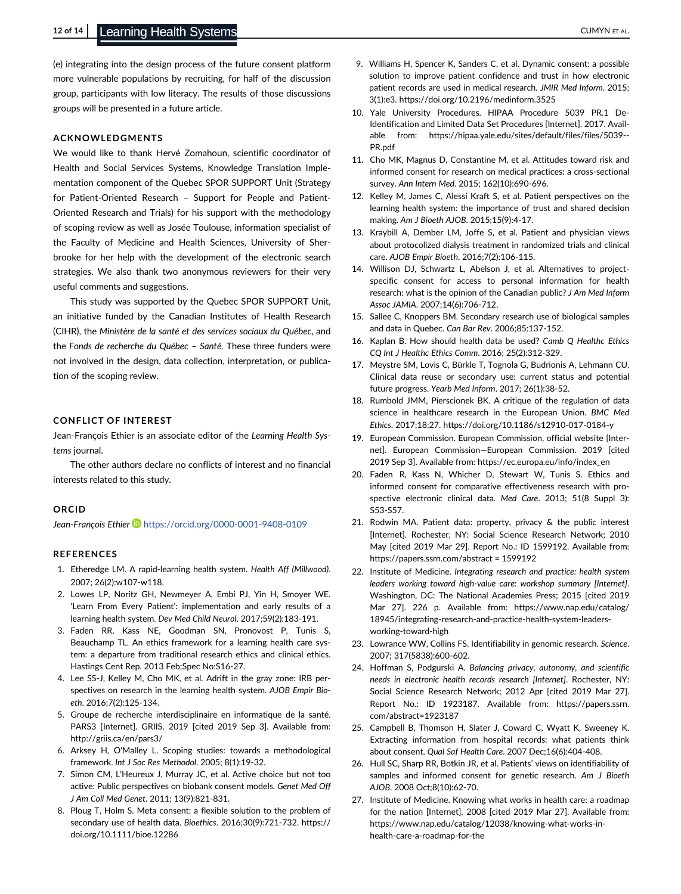(e) integrating into the design process of the future consent platform more vulnerable populations by recruiting, for half of the discussion group, participants with low literacy. The results of those discussions groups will be presented in a future article.

## ACKNOWLEDGMENTS

We would like to thank Hervé Zomahoun, scientific coordinator of Health and Social Services Systems, Knowledge Translation Implementation component of the Quebec SPOR SUPPORT Unit (Strategy for Patient-Oriented Research – Support for People and Patient-Oriented Research and Trials) for his support with the methodology of scoping review as well as Josée Toulouse, information specialist of the Faculty of Medicine and Health Sciences, University of Sherbrooke for her help with the development of the electronic search strategies. We also thank two anonymous reviewers for their very useful comments and suggestions.

This study was supported by the Quebec SPOR SUPPORT Unit, an initiative funded by the Canadian Institutes of Health Research (CIHR), the *Ministère de la santé et des services sociaux du Québec*, and the *Fonds de recherche du Québec – Santé*. These three funders were not involved in the design, data collection, interpretation, or publication of the scoping review.

## CONFLICT OF INTEREST

Jean-François Ethier is an associate editor of the *Learning Health Systems* journal.

The other authors declare no conflicts of interest and no financial interests related to this study.

## ORCID

*Jean-François Ethier* https://orcid.org/0000-0001-9408-0109

## REFERENCES

1. Etheredge LM. A rapid-learning health system. *Health Aff (Millwood)*. 2007; 26(2):w107-w118.
2. Lowes LP, Noritz GH, Newmeyer A, Embi PJ, Yin H, Smoyer WE. 'Learn From Every Patient': implementation and early results of a learning health system. *Dev Med Child Neurol*. 2017;59(2):183-191.
3. Faden RR, Kass NE, Goodman SN, Pronovost P, Tunis S, Beauchamp TL. An ethics framework for a learning health care system: a departure from traditional research ethics and clinical ethics. Hastings Cent Rep. 2013 Feb;Spec No:S16-27.
4. Lee SS-J, Kelley M, Cho MK, et al. Adrift in the gray zone: IRB perspectives on research in the learning health system. *AJOB Empir Bioeth*. 2016;7(2):125-134.
5. Groupe de recherche interdisciplinaire en informatique de la santé. PARS3 [Internet]. GRIIS. 2019 [cited 2019 Sep 3]. Available from: http://griis.ca/en/pars3/
6. Arksey H, O'Malley L. Scoping studies: towards a methodological framework. *Int J Soc Res Methodol*. 2005; 8(1):19-32.
7. Simon CM, L'Heureux J, Murray JC, et al. Active choice but not too active: Public perspectives on biobank consent models. *Genet Med Off J Am Coll Med Genet*. 2011; 13(9):821-831.
8. Ploug T, Holm S. Meta consent: a flexible solution to the problem of secondary use of health data. *Bioethics*. 2016;30(9):721-732. https://doi.org/10.1111/bioe.12286
9. Williams H, Spencer K, Sanders C, et al. Dynamic consent: a possible solution to improve patient confidence and trust in how electronic patient records are used in medical research. *JMIR Med Inform*. 2015; 3(1):e3. https://doi.org/10.2196/medinform.3525
10. Yale University Procedures. HIPAA Procedure 5039 PR.1 De-Identification and Limited Data Set Procedures [Internet]. 2017. Available from: https://hipaa.yale.edu/sites/default/files/files/5039--PR.pdf
11. Cho MK, Magnus D, Constantine M, et al. Attitudes toward risk and informed consent for research on medical practices: a cross-sectional survey. *Ann Intern Med*. 2015; 162(10):690-696.
12. Kelley M, James C, Alessi Kraft S, et al. Patient perspectives on the learning health system: the importance of trust and shared decision making. *Am J Bioeth AJOB*. 2015;15(9):4-17.
13. Kraybill A, Dember LM, Joffe S, et al. Patient and physician views about protocolized dialysis treatment in randomized trials and clinical care. *AJOB Empir Bioeth*. 2016;7(2):106-115.
14. Willison DJ, Schwartz L, Abelson J, et al. Alternatives to project-specific consent for access to personal information for health research: what is the opinion of the Canadian public? *J Am Med Inform Assoc JAMIA*. 2007;14(6):706-712.
15. Sallee C, Knoppers BM. Secondary research use of biological samples and data in Quebec. *Can Bar Rev*. 2006;85:137-152.
16. Kaplan B. How should health data be used? *Camb Q Healthc Ethics CQ Int J Healthc Ethics Comm*. 2016; 25(2):312-329.
17. Meystre SM, Lovis C, Bürkle T, Tognola G, Budrionis A, Lehmann CU. Clinical data reuse or secondary use: current status and potential future progress. *Yearb Med Inform*. 2017; 26(1):38-52.
18. Rumbold JMM, Pierscionek BK. A critique of the regulation of data science in healthcare research in the European Union. *BMC Med Ethics*. 2017;18:27. https://doi.org/10.1186/s12910-017-0184-y
19. European Commission. European Commission, official website [Internet]. European Commission—European Commission. 2019 [cited 2019 Sep 3]. Available from: https://ec.europa.eu/info/index_en
20. Faden R, Kass N, Whicher D, Stewart W, Tunis S. Ethics and informed consent for comparative effectiveness research with prospective electronic clinical data. *Med Care*. 2013; 51(8 Suppl 3): S53-S57.
21. Rodwin MA. Patient data: property, privacy & the public interest [Internet]. Rochester, NY: Social Science Research Network; 2010 May [cited 2019 Mar 29]. Report No.: ID 1599192. Available from: https://papers.ssrn.com/abstract = 1599192
22. Institute of Medicine. *Integrating research and practice: health system leaders working toward high-value care: workshop summary [Internet]*. Washington, DC: The National Academies Press; 2015 [cited 2019 Mar 27]. 226 p. Available from: https://www.nap.edu/catalog/18945/integrating-research-and-practice-health-system-leaders-working-toward-high
23. Lowrance WW, Collins FS. Identifiability in genomic research. *Science*. 2007; 317(5838):600-602.
24. Hoffman S, Podgurski A. *Balancing privacy, autonomy, and scientific needs in electronic health records research [Internet]*. Rochester, NY: Social Science Research Network; 2012 Apr [cited 2019 Mar 27]. Report No.: ID 1923187. Available from: https://papers.ssrn.com/abstract=1923187
25. Campbell B, Thomson H, Slater J, Coward C, Wyatt K, Sweeney K. Extracting information from hospital records: what patients think about consent. *Qual Saf Health Care*. 2007 Dec;16(6):404-408.
26. Hull SC, Sharp RR, Botkin JR, et al. Patients' views on identifiability of samples and informed consent for genetic research. *Am J Bioeth AJOB*. 2008 Oct;8(10):62-70.
27. Institute of Medicine. Knowing what works in health care: a roadmap for the nation [Internet]. 2008 [cited 2019 Mar 27]. Available from: https://www.nap.edu/catalog/12038/knowing-what-works-in-health-care-a-roadmap-for-the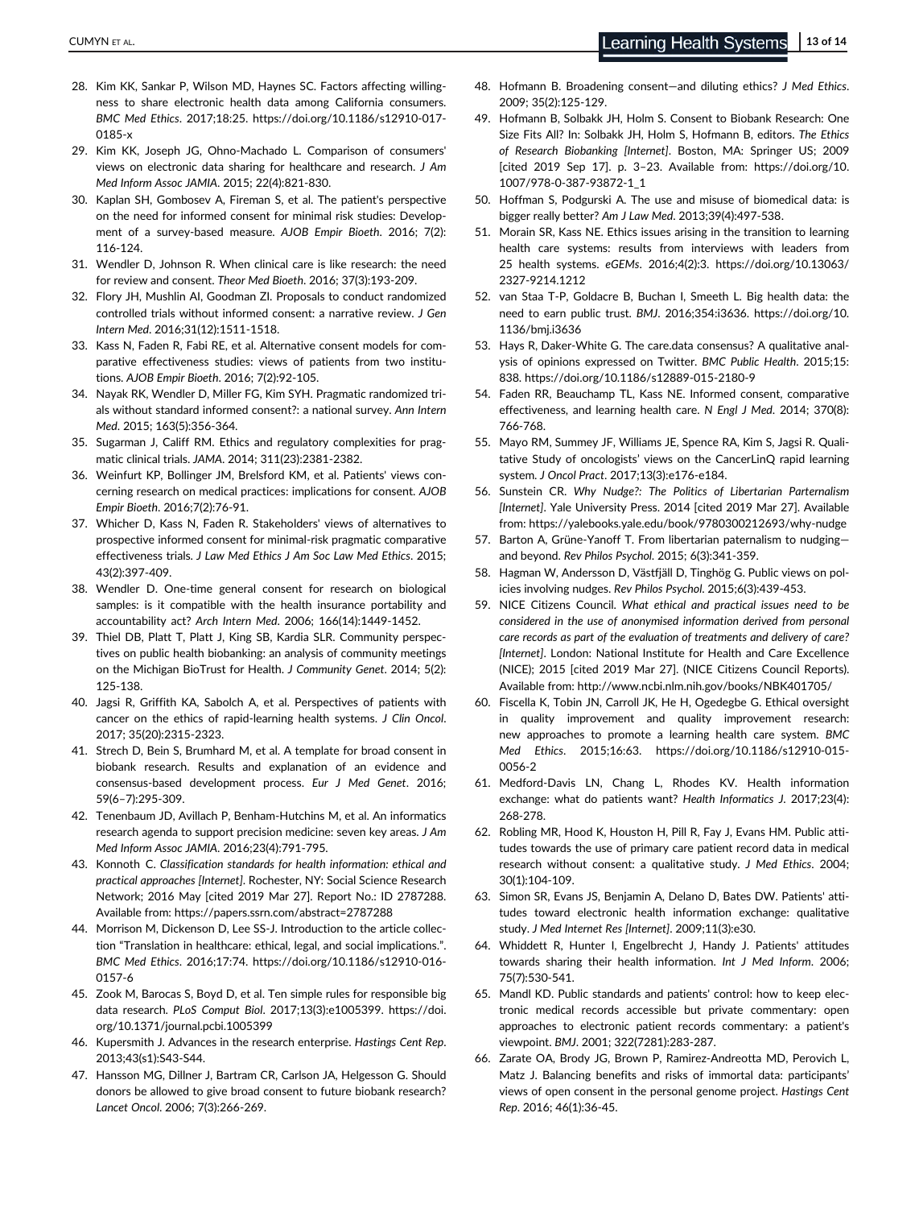28. Kim KK, Sankar P, Wilson MD, Haynes SC. Factors affecting willingness to share electronic health data among California consumers. *BMC Med Ethics*. 2017;18:25. https://doi.org/10.1186/s12910-017-0185-x
29. Kim KK, Joseph JG, Ohno-Machado L. Comparison of consumers' views on electronic data sharing for healthcare and research. *J Am Med Inform Assoc JAMIA*. 2015; 22(4):821-830.
30. Kaplan SH, Gombosev A, Fireman S, et al. The patient's perspective on the need for informed consent for minimal risk studies: Development of a survey-based measure. *AJOB Empir Bioeth*. 2016; 7(2): 116-124.
31. Wendler D, Johnson R. When clinical care is like research: the need for review and consent. *Theor Med Bioeth*. 2016; 37(3):193-209.
32. Flory JH, Mushlin AI, Goodman ZI. Proposals to conduct randomized controlled trials without informed consent: a narrative review. *J Gen Intern Med*. 2016;31(12):1511-1518.
33. Kass N, Faden R, Fabi RE, et al. Alternative consent models for comparative effectiveness studies: views of patients from two institutions. *AJOB Empir Bioeth*. 2016; 7(2):92-105.
34. Nayak RK, Wendler D, Miller FG, Kim SYH. Pragmatic randomized trials without standard informed consent?: a national survey. *Ann Intern Med*. 2015; 163(5):356-364.
35. Sugarman J, Califf RM. Ethics and regulatory complexities for pragmatic clinical trials. *JAMA*. 2014; 311(23):2381-2382.
36. Weinfurt KP, Bollinger JM, Brelsford KM, et al. Patients' views concerning research on medical practices: implications for consent. *AJOB Empir Bioeth*. 2016;7(2):76-91.
37. Whicher D, Kass N, Faden R. Stakeholders' views of alternatives to prospective informed consent for minimal-risk pragmatic comparative effectiveness trials. *J Law Med Ethics J Am Soc Law Med Ethics*. 2015; 43(2):397-409.
38. Wendler D. One-time general consent for research on biological samples: is it compatible with the health insurance portability and accountability act? *Arch Intern Med*. 2006; 166(14):1449-1452.
39. Thiel DB, Platt T, Platt J, King SB, Kardia SLR. Community perspectives on public health biobanking: an analysis of community meetings on the Michigan BioTrust for Health. *J Community Genet*. 2014; 5(2): 125-138.
40. Jagsi R, Griffith KA, Sabolch A, et al. Perspectives of patients with cancer on the ethics of rapid-learning health systems. *J Clin Oncol*. 2017; 35(20):2315-2323.
41. Strech D, Bein S, Brumhard M, et al. A template for broad consent in biobank research. Results and explanation of an evidence and consensus-based development process. *Eur J Med Genet*. 2016; 59(6–7):295-309.
42. Tenenbaum JD, Avillach P, Benham-Hutchins M, et al. An informatics research agenda to support precision medicine: seven key areas. *J Am Med Inform Assoc JAMIA*. 2016;23(4):791-795.
43. Konnoth C. *Classification standards for health information: ethical and practical approaches [Internet]*. Rochester, NY: Social Science Research Network; 2016 May [cited 2019 Mar 27]. Report No.: ID 2787288. Available from: https://papers.ssrn.com/abstract=2787288
44. Morrison M, Dickenson D, Lee SS-J. Introduction to the article collection "Translation in healthcare: ethical, legal, and social implications.". *BMC Med Ethics*. 2016;17:74. https://doi.org/10.1186/s12910-016-0157-6
45. Zook M, Barocas S, Boyd D, et al. Ten simple rules for responsible big data research. *PLoS Comput Biol*. 2017;13(3):e1005399. https://doi.org/10.1371/journal.pcbi.1005399
46. Kupersmith J. Advances in the research enterprise. *Hastings Cent Rep*. 2013;43(s1):S43-S44.
47. Hansson MG, Dillner J, Bartram CR, Carlson JA, Helgesson G. Should donors be allowed to give broad consent to future biobank research? *Lancet Oncol*. 2006; 7(3):266-269.
48. Hofmann B. Broadening consent—and diluting ethics? *J Med Ethics*. 2009; 35(2):125-129.
49. Hofmann B, Solbakk JH, Holm S. Consent to Biobank Research: One Size Fits All? In: Solbakk JH, Holm S, Hofmann B, editors. *The Ethics of Research Biobanking [Internet]*. Boston, MA: Springer US; 2009 [cited 2019 Sep 17]. p. 3–23. Available from: https://doi.org/10.1007/978-0-387-93872-1_1
50. Hoffman S, Podgurski A. The use and misuse of biomedical data: is bigger really better? *Am J Law Med*. 2013;39(4):497-538.
51. Morain SR, Kass NE. Ethics issues arising in the transition to learning health care systems: results from interviews with leaders from 25 health systems. *eGEMs*. 2016;4(2):3. https://doi.org/10.13063/2327-9214.1212
52. van Staa T-P, Goldacre B, Buchan I, Smeeth L. Big health data: the need to earn public trust. *BMJ*. 2016;354:i3636. https://doi.org/10.1136/bmj.i3636
53. Hays R, Daker-White G. The care.data consensus? A qualitative analysis of opinions expressed on Twitter. *BMC Public Health*. 2015;15: 838. https://doi.org/10.1186/s12889-015-2180-9
54. Faden RR, Beauchamp TL, Kass NE. Informed consent, comparative effectiveness, and learning health care. *N Engl J Med*. 2014; 370(8): 766-768.
55. Mayo RM, Summey JF, Williams JE, Spence RA, Kim S, Jagsi R. Qualitative Study of oncologists' views on the CancerLinQ rapid learning system. *J Oncol Pract*. 2017;13(3):e176-e184.
56. Sunstein CR. *Why Nudge?: The Politics of Libertarian Parternalism [Internet]*. Yale University Press. 2014 [cited 2019 Mar 27]. Available from: https://yalebooks.yale.edu/book/9780300212693/why-nudge
57. Barton A, Grüne-Yanoff T. From libertarian paternalism to nudging—and beyond. *Rev Philos Psychol*. 2015; 6(3):341-359.
58. Hagman W, Andersson D, Västfjäll D, Tinghög G. Public views on policies involving nudges. *Rev Philos Psychol*. 2015;6(3):439-453.
59. NICE Citizens Council. *What ethical and practical issues need to be considered in the use of anonymised information derived from personal care records as part of the evaluation of treatments and delivery of care? [Internet]*. London: National Institute for Health and Care Excellence (NICE); 2015 [cited 2019 Mar 27]. (NICE Citizens Council Reports). Available from: http://www.ncbi.nlm.nih.gov/books/NBK401705/
60. Fiscella K, Tobin JN, Carroll JK, He H, Ogedegbe G. Ethical oversight in quality improvement and quality improvement research: new approaches to promote a learning health care system. *BMC Med Ethics*. 2015;16:63. https://doi.org/10.1186/s12910-015-0056-2
61. Medford-Davis LN, Chang L, Rhodes KV. Health information exchange: what do patients want? *Health Informatics J*. 2017;23(4): 268-278.
62. Robling MR, Hood K, Houston H, Pill R, Fay J, Evans HM. Public attitudes towards the use of primary care patient record data in medical research without consent: a qualitative study. *J Med Ethics*. 2004; 30(1):104-109.
63. Simon SR, Evans JS, Benjamin A, Delano D, Bates DW. Patients' attitudes toward electronic health information exchange: qualitative study. *J Med Internet Res [Internet]*. 2009;11(3):e30.
64. Whiddett R, Hunter I, Engelbrecht J, Handy J. Patients' attitudes towards sharing their health information. *Int J Med Inform*. 2006; 75(7):530-541.
65. Mandl KD. Public standards and patients' control: how to keep electronic medical records accessible but private commentary: open approaches to electronic patient records commentary: a patient's viewpoint. *BMJ*. 2001; 322(7281):283-287.
66. Zarate OA, Brody JG, Brown P, Ramirez-Andreotta MD, Perovich L, Matz J. Balancing benefits and risks of immortal data: participants' views of open consent in the personal genome project. *Hastings Cent Rep*. 2016; 46(1):36-45.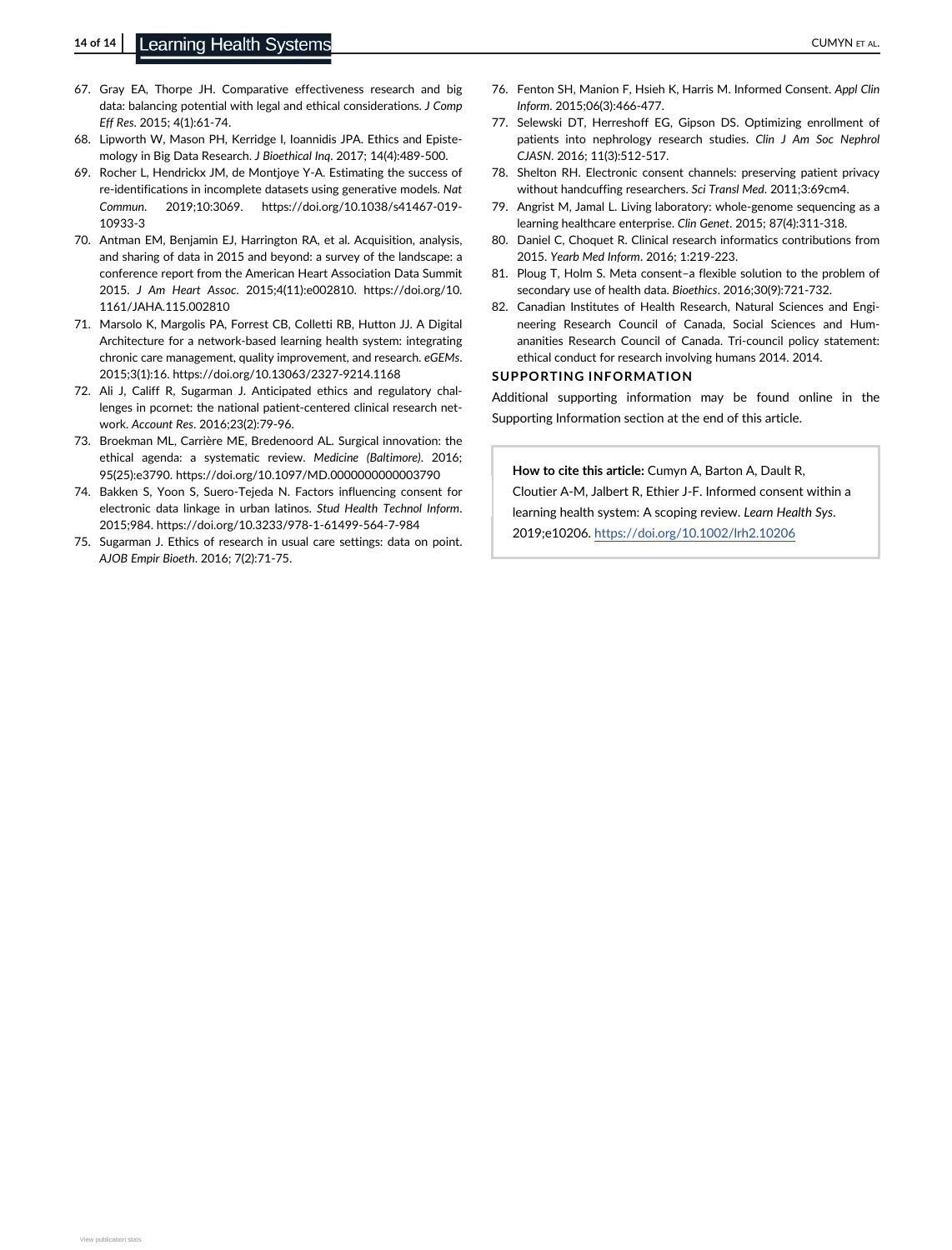67. Gray EA, Thorpe JH. Comparative effectiveness research and big data: balancing potential with legal and ethical considerations. *J Comp Eff Res*. 2015; 4(1):61-74.
68. Lipworth W, Mason PH, Kerridge I, Ioannidis JPA. Ethics and Epistemology in Big Data Research. *J Bioethical Inq*. 2017; 14(4):489-500.
69. Rocher L, Hendrickx JM, de Montjoye Y-A. Estimating the success of re-identifications in incomplete datasets using generative models. *Nat Commun*. 2019;10:3069. https://doi.org/10.1038/s41467-019-10933-3
70. Antman EM, Benjamin EJ, Harrington RA, et al. Acquisition, analysis, and sharing of data in 2015 and beyond: a survey of the landscape: a conference report from the American Heart Association Data Summit 2015. *J Am Heart Assoc*. 2015;4(11):e002810. https://doi.org/10.1161/JAHA.115.002810
71. Marsolo K, Margolis PA, Forrest CB, Colletti RB, Hutton JJ. A Digital Architecture for a network-based learning health system: integrating chronic care management, quality improvement, and research. *eGEMs*. 2015;3(1):16. https://doi.org/10.13063/2327-9214.1168
72. Ali J, Califf R, Sugarman J. Anticipated ethics and regulatory challenges in pcornet: the national patient-centered clinical research network. *Account Res*. 2016;23(2):79-96.
73. Broekman ML, Carrière ME, Bredenoord AL. Surgical innovation: the ethical agenda: a systematic review. *Medicine (Baltimore)*. 2016; 95(25):e3790. https://doi.org/10.1097/MD.0000000000003790
74. Bakken S, Yoon S, Suero-Tejeda N. Factors influencing consent for electronic data linkage in urban latinos. *Stud Health Technol Inform*. 2015;984. https://doi.org/10.3233/978-1-61499-564-7-984
75. Sugarman J. Ethics of research in usual care settings: data on point. *AJOB Empir Bioeth*. 2016; 7(2):71-75.
76. Fenton SH, Manion F, Hsieh K, Harris M. Informed Consent. *Appl Clin Inform*. 2015;06(3):466-477.
77. Selewski DT, Herreshoff EG, Gipson DS. Optimizing enrollment of patients into nephrology research studies. *Clin J Am Soc Nephrol CJASN*. 2016; 11(3):512-517.
78. Shelton RH. Electronic consent channels: preserving patient privacy without handcuffing researchers. *Sci Transl Med*. 2011;3:69cm4.
79. Angrist M, Jamal L. Living laboratory: whole-genome sequencing as a learning healthcare enterprise. *Clin Genet*. 2015; 87(4):311-318.
80. Daniel C, Choquet R. Clinical research informatics contributions from 2015. *Yearb Med Inform*. 2016; 1:219-223.
81. Ploug T, Holm S. Meta consent–a flexible solution to the problem of secondary use of health data. *Bioethics*. 2016;30(9):721-732.
82. Canadian Institutes of Health Research, Natural Sciences and Engineering Research Council of Canada, Social Sciences and Humananities Research Council of Canada. Tri-council policy statement: ethical conduct for research involving humans 2014. 2014.

## SUPPORTING INFORMATION

Additional supporting information may be found online in the Supporting Information section at the end of this article.

**How to cite this article:** Cumyn A, Barton A, Dault R, Cloutier A-M, Jalbert R, Ethier J-F. Informed consent within a learning health system: A scoping review. *Learn Health Sys*. 2019;e10206. https://doi.org/10.1002/lrh2.10206